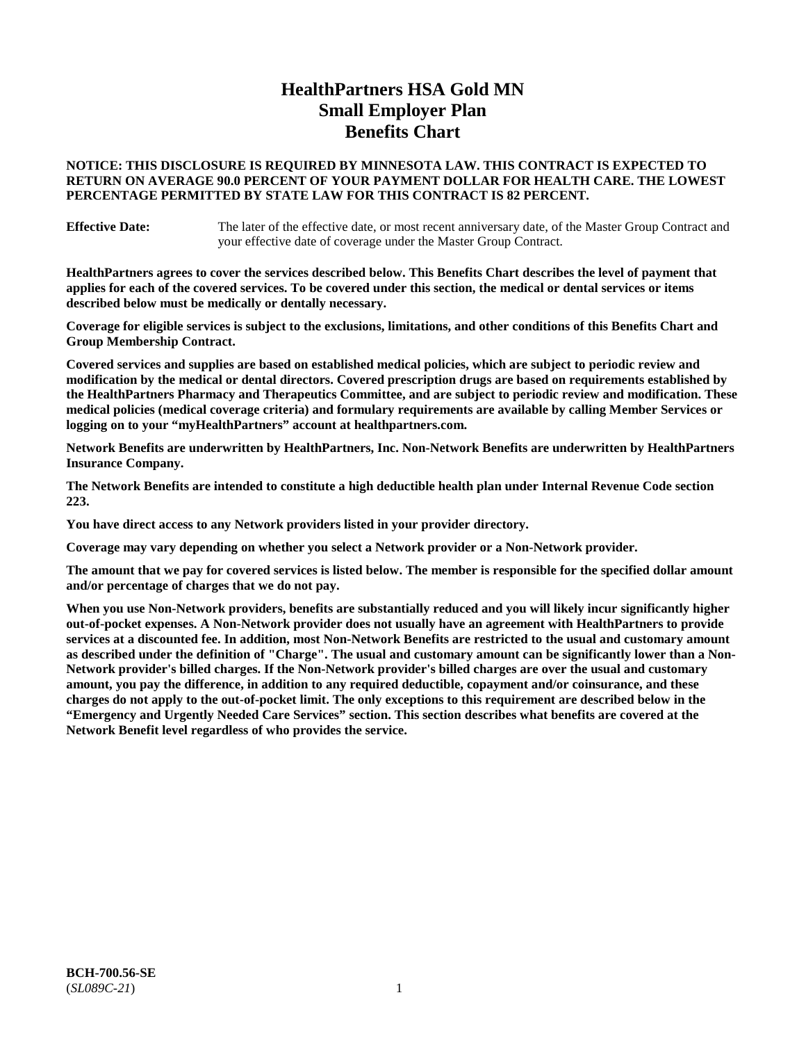# HealthPartners HSA Gold MN
# Small Employer Plan
# Benefits Chart

**NOTICE: THIS DISCLOSURE IS REQUIRED BY MINNESOTA LAW. THIS CONTRACT IS EXPECTED TO RETURN ON AVERAGE 90.0 PERCENT OF YOUR PAYMENT DOLLAR FOR HEALTH CARE. THE LOWEST PERCENTAGE PERMITTED BY STATE LAW FOR THIS CONTRACT IS 82 PERCENT.**

**Effective Date:** The later of the effective date, or most recent anniversary date, of the Master Group Contract and your effective date of coverage under the Master Group Contract.

**HealthPartners agrees to cover the services described below. This Benefits Chart describes the level of payment that applies for each of the covered services. To be covered under this section, the medical or dental services or items described below must be medically or dentally necessary.**

**Coverage for eligible services is subject to the exclusions, limitations, and other conditions of this Benefits Chart and Group Membership Contract.**

**Covered services and supplies are based on established medical policies, which are subject to periodic review and modification by the medical or dental directors. Covered prescription drugs are based on requirements established by the HealthPartners Pharmacy and Therapeutics Committee, and are subject to periodic review and modification. These medical policies (medical coverage criteria) and formulary requirements are available by calling Member Services or logging on to your "myHealthPartners" account at healthpartners.com.**

**Network Benefits are underwritten by HealthPartners, Inc. Non-Network Benefits are underwritten by HealthPartners Insurance Company.**

**The Network Benefits are intended to constitute a high deductible health plan under Internal Revenue Code section 223.**

**You have direct access to any Network providers listed in your provider directory.**

**Coverage may vary depending on whether you select a Network provider or a Non-Network provider.**

**The amount that we pay for covered services is listed below. The member is responsible for the specified dollar amount and/or percentage of charges that we do not pay.**

**When you use Non-Network providers, benefits are substantially reduced and you will likely incur significantly higher out-of-pocket expenses. A Non-Network provider does not usually have an agreement with HealthPartners to provide services at a discounted fee. In addition, most Non-Network Benefits are restricted to the usual and customary amount as described under the definition of "Charge". The usual and customary amount can be significantly lower than a Non-Network provider's billed charges. If the Non-Network provider's billed charges are over the usual and customary amount, you pay the difference, in addition to any required deductible, copayment and/or coinsurance, and these charges do not apply to the out-of-pocket limit. The only exceptions to this requirement are described below in the "Emergency and Urgently Needed Care Services" section. This section describes what benefits are covered at the Network Benefit level regardless of who provides the service.**

**BCH-700.56-SE**
(*SL089C-21*)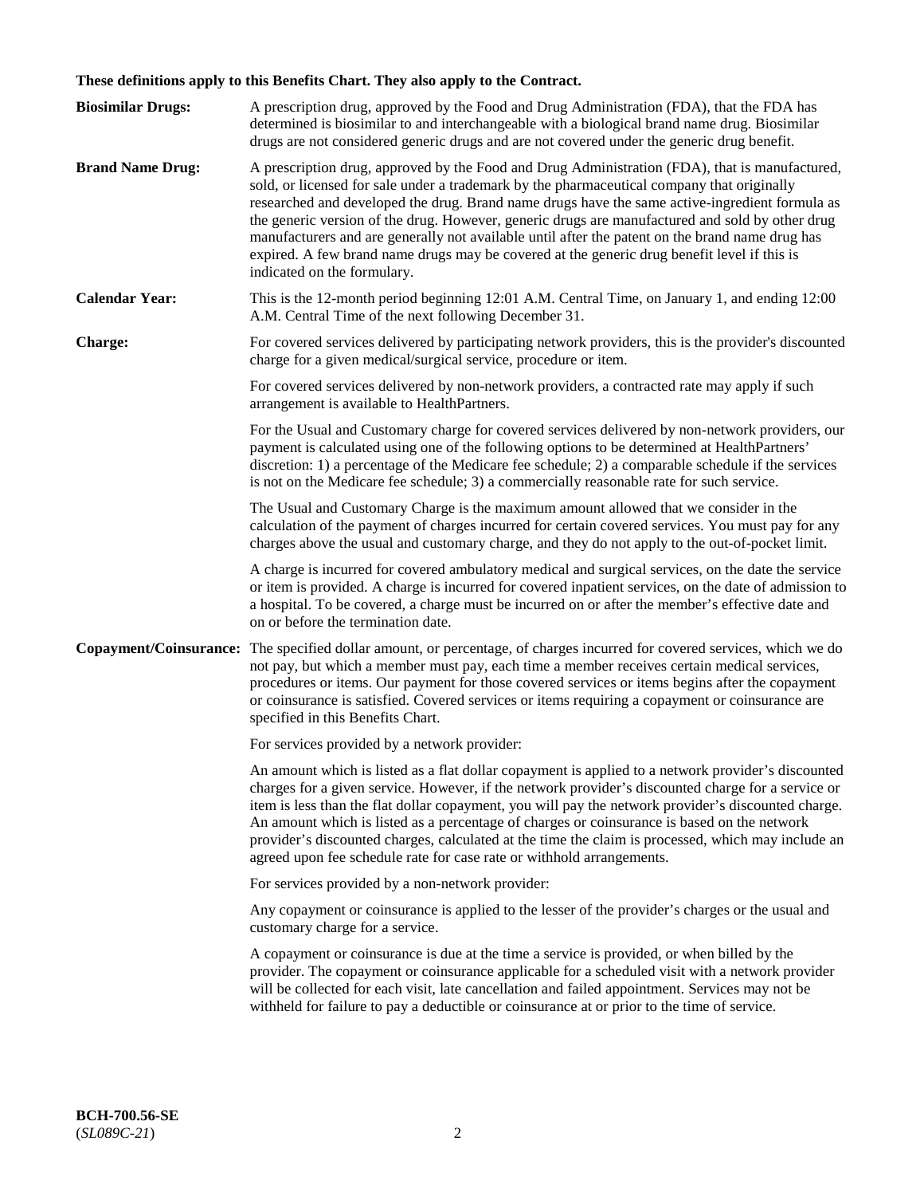**These definitions apply to this Benefits Chart. They also apply to the Contract.**

**Biosimilar Drugs:** A prescription drug, approved by the Food and Drug Administration (FDA), that the FDA has determined is biosimilar to and interchangeable with a biological brand name drug. Biosimilar drugs are not considered generic drugs and are not covered under the generic drug benefit.

**Brand Name Drug:** A prescription drug, approved by the Food and Drug Administration (FDA), that is manufactured, sold, or licensed for sale under a trademark by the pharmaceutical company that originally researched and developed the drug. Brand name drugs have the same active-ingredient formula as the generic version of the drug. However, generic drugs are manufactured and sold by other drug manufacturers and are generally not available until after the patent on the brand name drug has expired. A few brand name drugs may be covered at the generic drug benefit level if this is indicated on the formulary.

**Calendar Year:** This is the 12-month period beginning 12:01 A.M. Central Time, on January 1, and ending 12:00 A.M. Central Time of the next following December 31.

**Charge:** For covered services delivered by participating network providers, this is the provider's discounted charge for a given medical/surgical service, procedure or item.

For covered services delivered by non-network providers, a contracted rate may apply if such arrangement is available to HealthPartners.

For the Usual and Customary charge for covered services delivered by non-network providers, our payment is calculated using one of the following options to be determined at HealthPartners' discretion: 1) a percentage of the Medicare fee schedule; 2) a comparable schedule if the services is not on the Medicare fee schedule; 3) a commercially reasonable rate for such service.

The Usual and Customary Charge is the maximum amount allowed that we consider in the calculation of the payment of charges incurred for certain covered services. You must pay for any charges above the usual and customary charge, and they do not apply to the out-of-pocket limit.

A charge is incurred for covered ambulatory medical and surgical services, on the date the service or item is provided. A charge is incurred for covered inpatient services, on the date of admission to a hospital. To be covered, a charge must be incurred on or after the member's effective date and on or before the termination date.

**Copayment/Coinsurance:** The specified dollar amount, or percentage, of charges incurred for covered services, which we do not pay, but which a member must pay, each time a member receives certain medical services, procedures or items. Our payment for those covered services or items begins after the copayment or coinsurance is satisfied. Covered services or items requiring a copayment or coinsurance are specified in this Benefits Chart.

For services provided by a network provider:

An amount which is listed as a flat dollar copayment is applied to a network provider's discounted charges for a given service. However, if the network provider's discounted charge for a service or item is less than the flat dollar copayment, you will pay the network provider's discounted charge. An amount which is listed as a percentage of charges or coinsurance is based on the network provider's discounted charges, calculated at the time the claim is processed, which may include an agreed upon fee schedule rate for case rate or withhold arrangements.

For services provided by a non-network provider:

Any copayment or coinsurance is applied to the lesser of the provider's charges or the usual and customary charge for a service.

A copayment or coinsurance is due at the time a service is provided, or when billed by the provider. The copayment or coinsurance applicable for a scheduled visit with a network provider will be collected for each visit, late cancellation and failed appointment. Services may not be withheld for failure to pay a deductible or coinsurance at or prior to the time of service.

**BCH-700.56-SE**
(*SL089C-21*)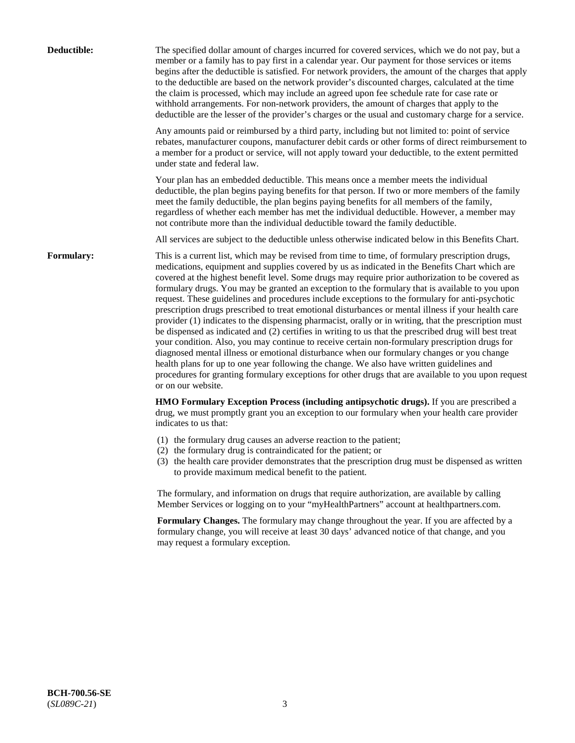**Deductible:** The specified dollar amount of charges incurred for covered services, which we do not pay, but a member or a family has to pay first in a calendar year. Our payment for those services or items begins after the deductible is satisfied. For network providers, the amount of the charges that apply to the deductible are based on the network provider's discounted charges, calculated at the time the claim is processed, which may include an agreed upon fee schedule rate for case rate or withhold arrangements. For non-network providers, the amount of charges that apply to the deductible are the lesser of the provider's charges or the usual and customary charge for a service.

Any amounts paid or reimbursed by a third party, including but not limited to: point of service rebates, manufacturer coupons, manufacturer debit cards or other forms of direct reimbursement to a member for a product or service, will not apply toward your deductible, to the extent permitted under state and federal law.

Your plan has an embedded deductible. This means once a member meets the individual deductible, the plan begins paying benefits for that person. If two or more members of the family meet the family deductible, the plan begins paying benefits for all members of the family, regardless of whether each member has met the individual deductible. However, a member may not contribute more than the individual deductible toward the family deductible.

All services are subject to the deductible unless otherwise indicated below in this Benefits Chart.

**Formulary:** This is a current list, which may be revised from time to time, of formulary prescription drugs, medications, equipment and supplies covered by us as indicated in the Benefits Chart which are covered at the highest benefit level. Some drugs may require prior authorization to be covered as formulary drugs. You may be granted an exception to the formulary that is available to you upon request. These guidelines and procedures include exceptions to the formulary for anti-psychotic prescription drugs prescribed to treat emotional disturbances or mental illness if your health care provider (1) indicates to the dispensing pharmacist, orally or in writing, that the prescription must be dispensed as indicated and (2) certifies in writing to us that the prescribed drug will best treat your condition. Also, you may continue to receive certain non-formulary prescription drugs for diagnosed mental illness or emotional disturbance when our formulary changes or you change health plans for up to one year following the change. We also have written guidelines and procedures for granting formulary exceptions for other drugs that are available to you upon request or on our website.

**HMO Formulary Exception Process (including antipsychotic drugs).** If you are prescribed a drug, we must promptly grant you an exception to our formulary when your health care provider indicates to us that:

(1) the formulary drug causes an adverse reaction to the patient;
(2) the formulary drug is contraindicated for the patient; or
(3) the health care provider demonstrates that the prescription drug must be dispensed as written to provide maximum medical benefit to the patient.

The formulary, and information on drugs that require authorization, are available by calling Member Services or logging on to your "myHealthPartners" account at healthpartners.com.

**Formulary Changes.** The formulary may change throughout the year. If you are affected by a formulary change, you will receive at least 30 days' advanced notice of that change, and you may request a formulary exception.

**BCH-700.56-SE**
(*SL089C-21*)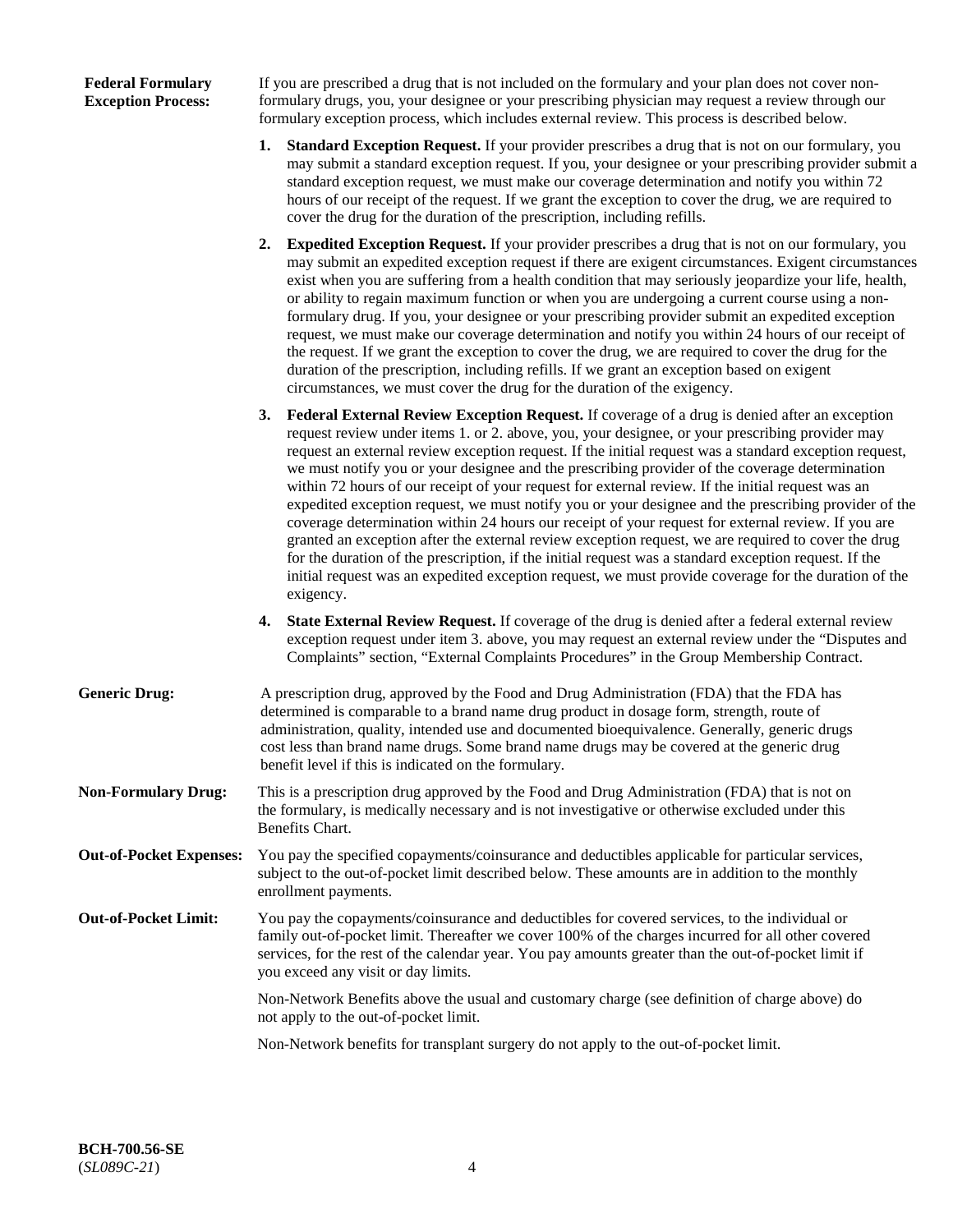**Federal Formulary Exception Process:**

If you are prescribed a drug that is not included on the formulary and your plan does not cover non-formulary drugs, you, your designee or your prescribing physician may request a review through our formulary exception process, which includes external review. This process is described below.

1. **Standard Exception Request.** If your provider prescribes a drug that is not on our formulary, you may submit a standard exception request. If you, your designee or your prescribing provider submit a standard exception request, we must make our coverage determination and notify you within 72 hours of our receipt of the request. If we grant the exception to cover the drug, we are required to cover the drug for the duration of the prescription, including refills.

2. **Expedited Exception Request.** If your provider prescribes a drug that is not on our formulary, you may submit an expedited exception request if there are exigent circumstances. Exigent circumstances exist when you are suffering from a health condition that may seriously jeopardize your life, health, or ability to regain maximum function or when you are undergoing a current course using a non-formulary drug. If you, your designee or your prescribing provider submit an expedited exception request, we must make our coverage determination and notify you within 24 hours of our receipt of the request. If we grant the exception to cover the drug, we are required to cover the drug for the duration of the prescription, including refills. If we grant an exception based on exigent circumstances, we must cover the drug for the duration of the exigency.

3. **Federal External Review Exception Request.** If coverage of a drug is denied after an exception request review under items 1. or 2. above, you, your designee, or your prescribing provider may request an external review exception request. If the initial request was a standard exception request, we must notify you or your designee and the prescribing provider of the coverage determination within 72 hours of our receipt of your request for external review. If the initial request was an expedited exception request, we must notify you or your designee and the prescribing provider of the coverage determination within 24 hours our receipt of your request for external review. If you are granted an exception after the external review exception request, we are required to cover the drug for the duration of the prescription, if the initial request was a standard exception request. If the initial request was an expedited exception request, we must provide coverage for the duration of the exigency.

4. **State External Review Request.** If coverage of the drug is denied after a federal external review exception request under item 3. above, you may request an external review under the "Disputes and Complaints" section, "External Complaints Procedures" in the Group Membership Contract.

**Generic Drug:**

A prescription drug, approved by the Food and Drug Administration (FDA) that the FDA has determined is comparable to a brand name drug product in dosage form, strength, route of administration, quality, intended use and documented bioequivalence. Generally, generic drugs cost less than brand name drugs. Some brand name drugs may be covered at the generic drug benefit level if this is indicated on the formulary.

**Non-Formulary Drug:**

This is a prescription drug approved by the Food and Drug Administration (FDA) that is not on the formulary, is medically necessary and is not investigative or otherwise excluded under this Benefits Chart.

**Out-of-Pocket Expenses:**

You pay the specified copayments/coinsurance and deductibles applicable for particular services, subject to the out-of-pocket limit described below. These amounts are in addition to the monthly enrollment payments.

**Out-of-Pocket Limit:**

You pay the copayments/coinsurance and deductibles for covered services, to the individual or family out-of-pocket limit. Thereafter we cover 100% of the charges incurred for all other covered services, for the rest of the calendar year. You pay amounts greater than the out-of-pocket limit if you exceed any visit or day limits.

Non-Network Benefits above the usual and customary charge (see definition of charge above) do not apply to the out-of-pocket limit.

Non-Network benefits for transplant surgery do not apply to the out-of-pocket limit.

**BCH-700.56-SE**
(*SL089C-21*)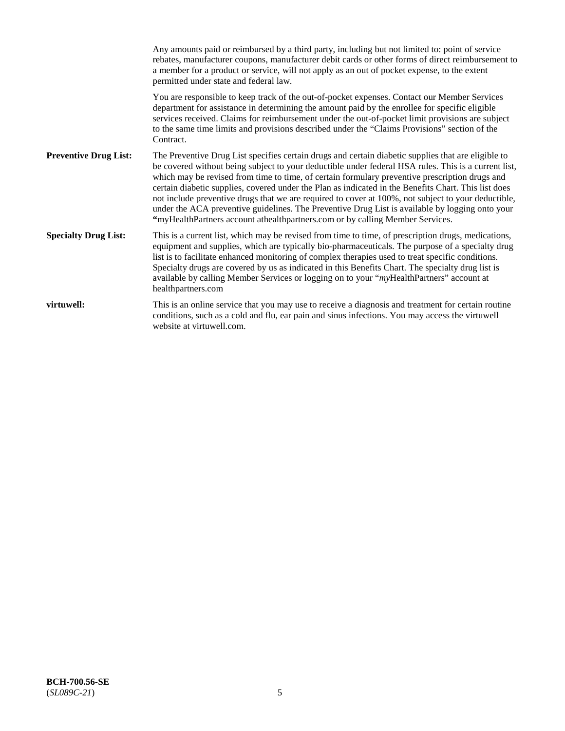Any amounts paid or reimbursed by a third party, including but not limited to: point of service rebates, manufacturer coupons, manufacturer debit cards or other forms of direct reimbursement to a member for a product or service, will not apply as an out of pocket expense, to the extent permitted under state and federal law.

You are responsible to keep track of the out-of-pocket expenses. Contact our Member Services department for assistance in determining the amount paid by the enrollee for specific eligible services received. Claims for reimbursement under the out-of-pocket limit provisions are subject to the same time limits and provisions described under the "Claims Provisions" section of the Contract.

**Preventive Drug List:** The Preventive Drug List specifies certain drugs and certain diabetic supplies that are eligible to be covered without being subject to your deductible under federal HSA rules. This is a current list, which may be revised from time to time, of certain formulary preventive prescription drugs and certain diabetic supplies, covered under the Plan as indicated in the Benefits Chart. This list does not include preventive drugs that we are required to cover at 100%, not subject to your deductible, under the ACA preventive guidelines. The Preventive Drug List is available by logging onto your **"**myHealthPartners account athealthpartners.com or by calling Member Services.

**Specialty Drug List:** This is a current list, which may be revised from time to time, of prescription drugs, medications, equipment and supplies, which are typically bio-pharmaceuticals. The purpose of a specialty drug list is to facilitate enhanced monitoring of complex therapies used to treat specific conditions. Specialty drugs are covered by us as indicated in this Benefits Chart. The specialty drug list is available by calling Member Services or logging on to your "*my*HealthPartners" account at healthpartners.com

**virtuwell:** This is an online service that you may use to receive a diagnosis and treatment for certain routine conditions, such as a cold and flu, ear pain and sinus infections. You may access the virtuwell website at virtuwell.com.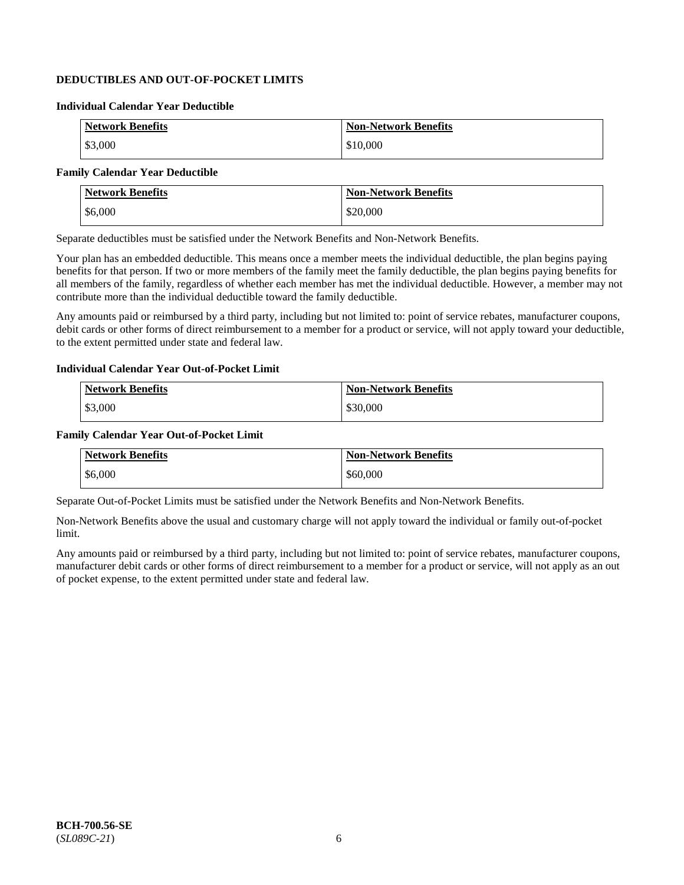## DEDUCTIBLES AND OUT-OF-POCKET LIMITS

### Individual Calendar Year Deductible

| Network Benefits | Non-Network Benefits |
|---|---|
| $3,000 | $10,000 |

### Family Calendar Year Deductible

| Network Benefits | Non-Network Benefits |
|---|---|
| $6,000 | $20,000 |

Separate deductibles must be satisfied under the Network Benefits and Non-Network Benefits.

Your plan has an embedded deductible. This means once a member meets the individual deductible, the plan begins paying benefits for that person. If two or more members of the family meet the family deductible, the plan begins paying benefits for all members of the family, regardless of whether each member has met the individual deductible. However, a member may not contribute more than the individual deductible toward the family deductible.

Any amounts paid or reimbursed by a third party, including but not limited to: point of service rebates, manufacturer coupons, debit cards or other forms of direct reimbursement to a member for a product or service, will not apply toward your deductible, to the extent permitted under state and federal law.

### Individual Calendar Year Out-of-Pocket Limit

| Network Benefits | Non-Network Benefits |
|---|---|
| $3,000 | $30,000 |

### Family Calendar Year Out-of-Pocket Limit

| Network Benefits | Non-Network Benefits |
|---|---|
| $6,000 | $60,000 |

Separate Out-of-Pocket Limits must be satisfied under the Network Benefits and Non-Network Benefits.

Non-Network Benefits above the usual and customary charge will not apply toward the individual or family out-of-pocket limit.

Any amounts paid or reimbursed by a third party, including but not limited to: point of service rebates, manufacturer coupons, manufacturer debit cards or other forms of direct reimbursement to a member for a product or service, will not apply as an out of pocket expense, to the extent permitted under state and federal law.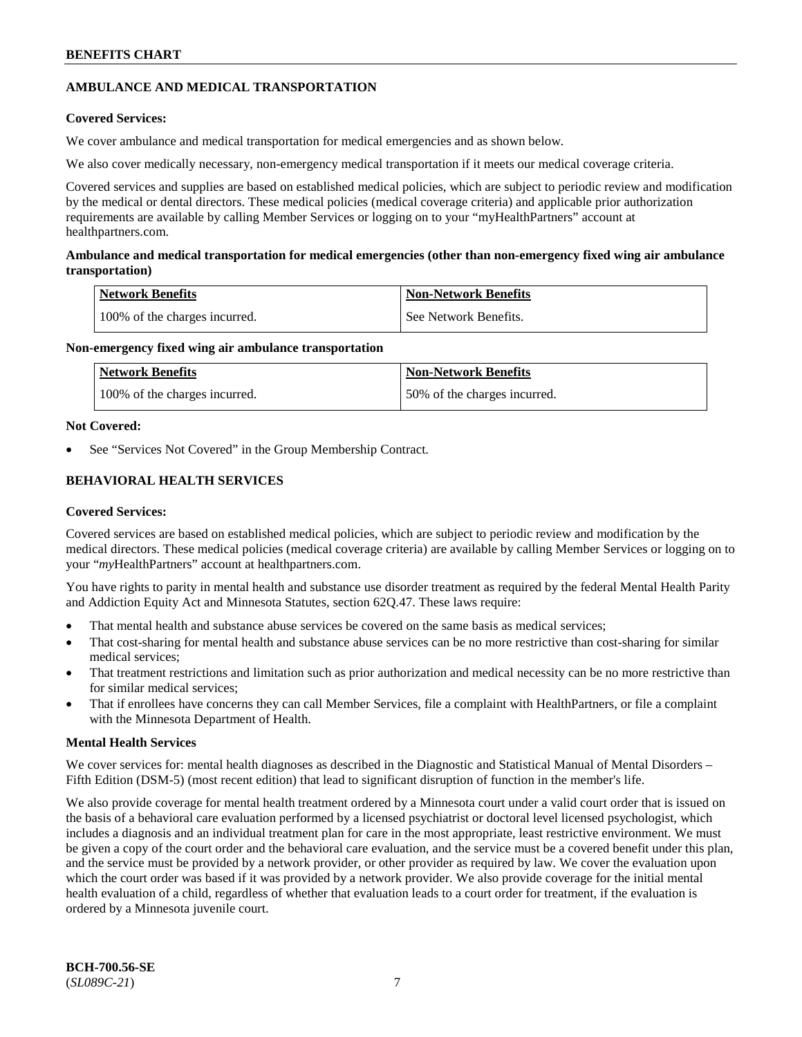## AMBULANCE AND MEDICAL TRANSPORTATION

**Covered Services:**

We cover ambulance and medical transportation for medical emergencies and as shown below.

We also cover medically necessary, non-emergency medical transportation if it meets our medical coverage criteria.

Covered services and supplies are based on established medical policies, which are subject to periodic review and modification by the medical or dental directors. These medical policies (medical coverage criteria) and applicable prior authorization requirements are available by calling Member Services or logging on to your "myHealthPartners" account at healthpartners.com.

**Ambulance and medical transportation for medical emergencies (other than non-emergency fixed wing air ambulance transportation)**

| Network Benefits | Non-Network Benefits |
|---|---|
| 100% of the charges incurred. | See Network Benefits. |

**Non-emergency fixed wing air ambulance transportation**

| Network Benefits | Non-Network Benefits |
|---|---|
| 100% of the charges incurred. | 50% of the charges incurred. |

**Not Covered:**

- See "Services Not Covered" in the Group Membership Contract.

## BEHAVIORAL HEALTH SERVICES

**Covered Services:**

Covered services are based on established medical policies, which are subject to periodic review and modification by the medical directors. These medical policies (medical coverage criteria) are available by calling Member Services or logging on to your "*my*HealthPartners" account at healthpartners.com.

You have rights to parity in mental health and substance use disorder treatment as required by the federal Mental Health Parity and Addiction Equity Act and Minnesota Statutes, section 62Q.47. These laws require:

- That mental health and substance abuse services be covered on the same basis as medical services;
- That cost-sharing for mental health and substance abuse services can be no more restrictive than cost-sharing for similar medical services;
- That treatment restrictions and limitation such as prior authorization and medical necessity can be no more restrictive than for similar medical services;
- That if enrollees have concerns they can call Member Services, file a complaint with HealthPartners, or file a complaint with the Minnesota Department of Health.

**Mental Health Services**

We cover services for: mental health diagnoses as described in the Diagnostic and Statistical Manual of Mental Disorders – Fifth Edition (DSM-5) (most recent edition) that lead to significant disruption of function in the member's life.

We also provide coverage for mental health treatment ordered by a Minnesota court under a valid court order that is issued on the basis of a behavioral care evaluation performed by a licensed psychiatrist or doctoral level licensed psychologist, which includes a diagnosis and an individual treatment plan for care in the most appropriate, least restrictive environment. We must be given a copy of the court order and the behavioral care evaluation, and the service must be a covered benefit under this plan, and the service must be provided by a network provider, or other provider as required by law. We cover the evaluation upon which the court order was based if it was provided by a network provider. We also provide coverage for the initial mental health evaluation of a child, regardless of whether that evaluation leads to a court order for treatment, if the evaluation is ordered by a Minnesota juvenile court.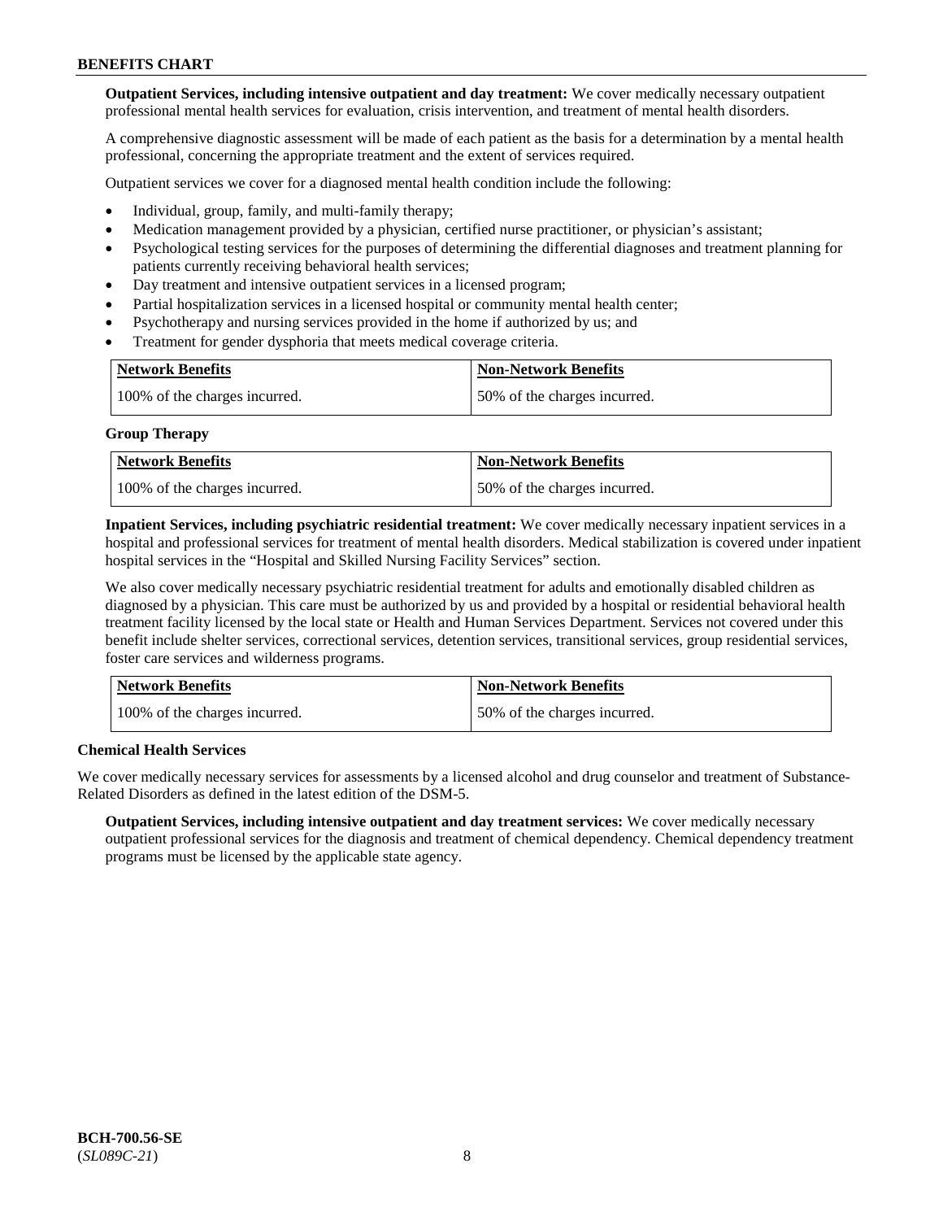**Outpatient Services, including intensive outpatient and day treatment:** We cover medically necessary outpatient professional mental health services for evaluation, crisis intervention, and treatment of mental health disorders.

A comprehensive diagnostic assessment will be made of each patient as the basis for a determination by a mental health professional, concerning the appropriate treatment and the extent of services required.

Outpatient services we cover for a diagnosed mental health condition include the following:

- Individual, group, family, and multi-family therapy;
- Medication management provided by a physician, certified nurse practitioner, or physician's assistant;
- Psychological testing services for the purposes of determining the differential diagnoses and treatment planning for patients currently receiving behavioral health services;
- Day treatment and intensive outpatient services in a licensed program;
- Partial hospitalization services in a licensed hospital or community mental health center;
- Psychotherapy and nursing services provided in the home if authorized by us; and
- Treatment for gender dysphoria that meets medical coverage criteria.

| Network Benefits | Non-Network Benefits |
| --- | --- |
| 100% of the charges incurred. | 50% of the charges incurred. |

**Group Therapy**

| Network Benefits | Non-Network Benefits |
| --- | --- |
| 100% of the charges incurred. | 50% of the charges incurred. |

**Inpatient Services, including psychiatric residential treatment:** We cover medically necessary inpatient services in a hospital and professional services for treatment of mental health disorders. Medical stabilization is covered under inpatient hospital services in the "Hospital and Skilled Nursing Facility Services" section.

We also cover medically necessary psychiatric residential treatment for adults and emotionally disabled children as diagnosed by a physician. This care must be authorized by us and provided by a hospital or residential behavioral health treatment facility licensed by the local state or Health and Human Services Department. Services not covered under this benefit include shelter services, correctional services, detention services, transitional services, group residential services, foster care services and wilderness programs.

| Network Benefits | Non-Network Benefits |
| --- | --- |
| 100% of the charges incurred. | 50% of the charges incurred. |

**Chemical Health Services**

We cover medically necessary services for assessments by a licensed alcohol and drug counselor and treatment of Substance-Related Disorders as defined in the latest edition of the DSM-5.

**Outpatient Services, including intensive outpatient and day treatment services:** We cover medically necessary outpatient professional services for the diagnosis and treatment of chemical dependency. Chemical dependency treatment programs must be licensed by the applicable state agency.

BCH-700.56-SE
(*SL089C-21*)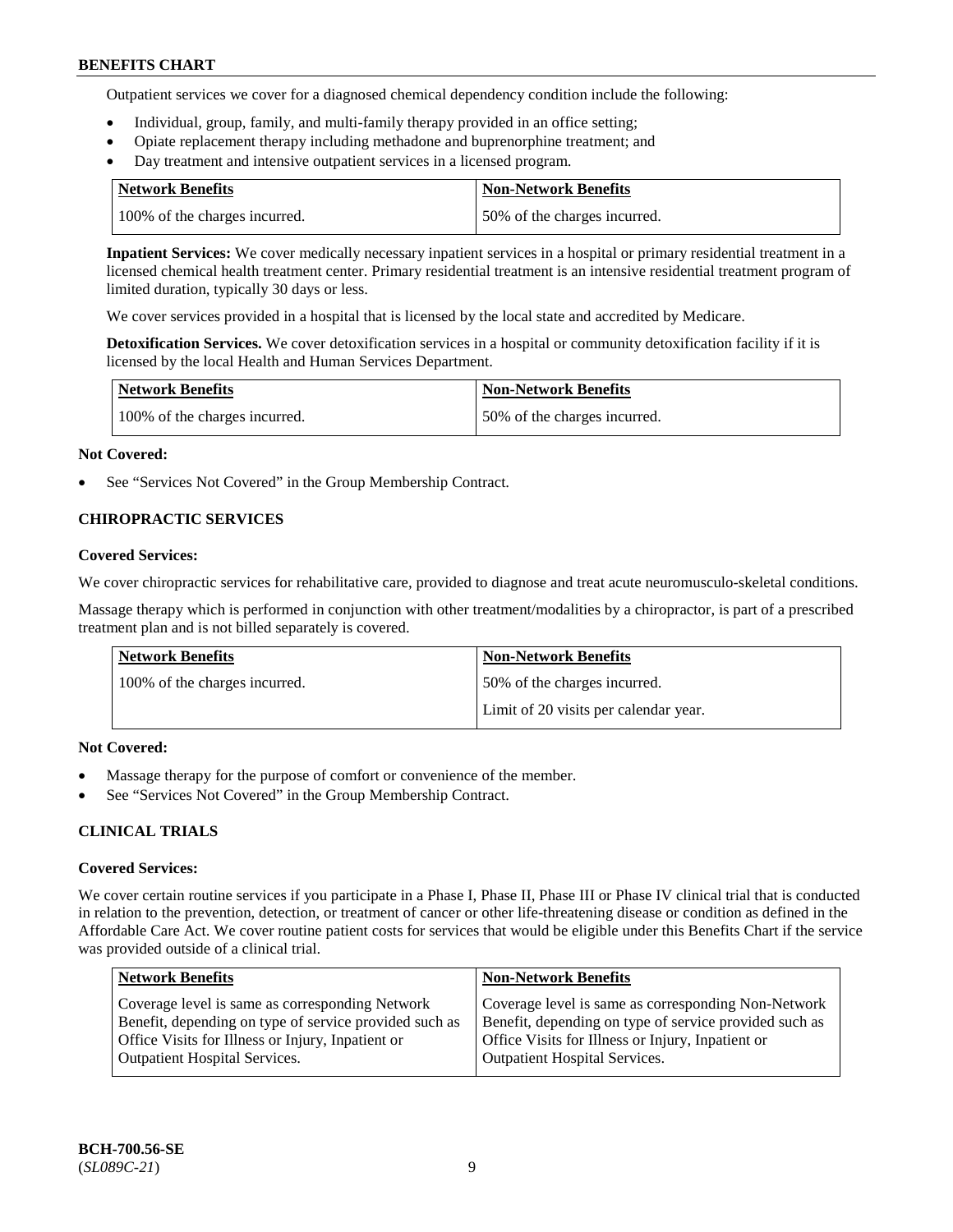Outpatient services we cover for a diagnosed chemical dependency condition include the following:

- Individual, group, family, and multi-family therapy provided in an office setting;
- Opiate replacement therapy including methadone and buprenorphine treatment; and
- Day treatment and intensive outpatient services in a licensed program.

| Network Benefits | Non-Network Benefits |
|---|---|
| 100% of the charges incurred. | 50% of the charges incurred. |

**Inpatient Services:** We cover medically necessary inpatient services in a hospital or primary residential treatment in a licensed chemical health treatment center. Primary residential treatment is an intensive residential treatment program of limited duration, typically 30 days or less.

We cover services provided in a hospital that is licensed by the local state and accredited by Medicare.

**Detoxification Services.** We cover detoxification services in a hospital or community detoxification facility if it is licensed by the local Health and Human Services Department.

| Network Benefits | Non-Network Benefits |
|---|---|
| 100% of the charges incurred. | 50% of the charges incurred. |

**Not Covered:**

- See "Services Not Covered" in the Group Membership Contract.

### CHIROPRACTIC SERVICES

**Covered Services:**

We cover chiropractic services for rehabilitative care, provided to diagnose and treat acute neuromusculo-skeletal conditions.

Massage therapy which is performed in conjunction with other treatment/modalities by a chiropractor, is part of a prescribed treatment plan and is not billed separately is covered.

| Network Benefits | Non-Network Benefits |
|---|---|
| 100% of the charges incurred. | 50% of the charges incurred.<br>Limit of 20 visits per calendar year. |

**Not Covered:**

- Massage therapy for the purpose of comfort or convenience of the member.
- See "Services Not Covered" in the Group Membership Contract.

### CLINICAL TRIALS

**Covered Services:**

We cover certain routine services if you participate in a Phase I, Phase II, Phase III or Phase IV clinical trial that is conducted in relation to the prevention, detection, or treatment of cancer or other life-threatening disease or condition as defined in the Affordable Care Act. We cover routine patient costs for services that would be eligible under this Benefits Chart if the service was provided outside of a clinical trial.

| Network Benefits | Non-Network Benefits |
|---|---|
| Coverage level is same as corresponding Network Benefit, depending on type of service provided such as Office Visits for Illness or Injury, Inpatient or Outpatient Hospital Services. | Coverage level is same as corresponding Non-Network Benefit, depending on type of service provided such as Office Visits for Illness or Injury, Inpatient or Outpatient Hospital Services. |

BCH-700.56-SE
(*SL089C-21*)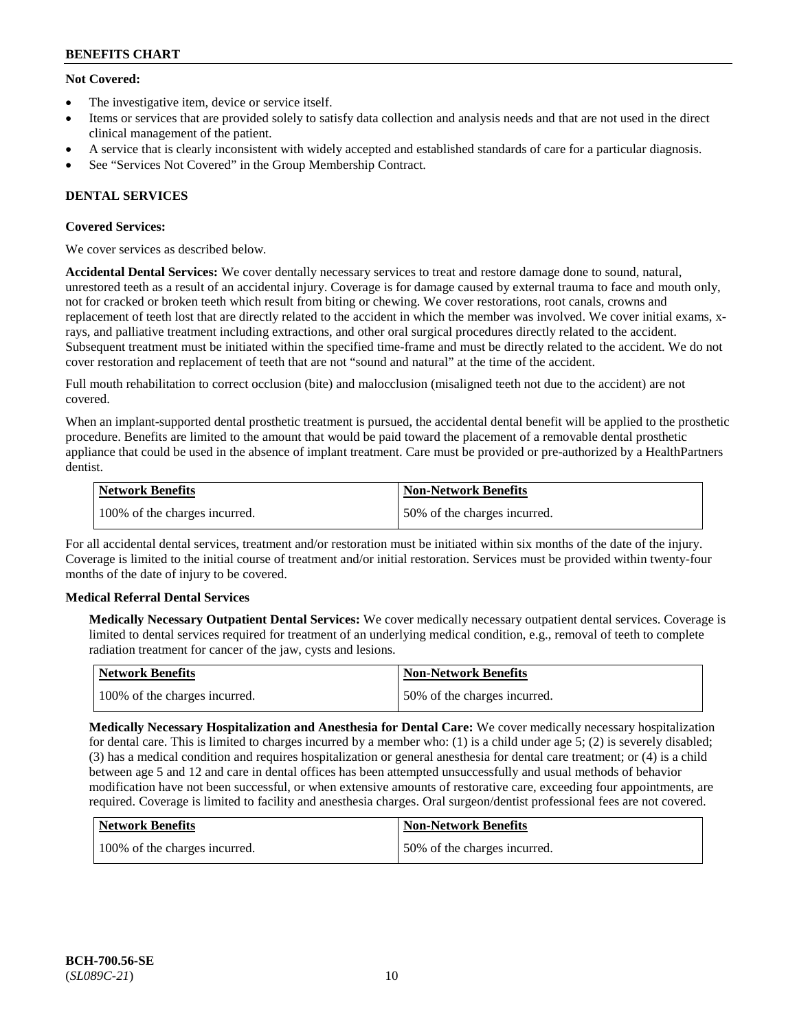**Not Covered:**

- The investigative item, device or service itself.
- Items or services that are provided solely to satisfy data collection and analysis needs and that are not used in the direct clinical management of the patient.
- A service that is clearly inconsistent with widely accepted and established standards of care for a particular diagnosis.
- See "Services Not Covered" in the Group Membership Contract.

## DENTAL SERVICES

**Covered Services:**

We cover services as described below.

**Accidental Dental Services:** We cover dentally necessary services to treat and restore damage done to sound, natural, unrestored teeth as a result of an accidental injury. Coverage is for damage caused by external trauma to face and mouth only, not for cracked or broken teeth which result from biting or chewing. We cover restorations, root canals, crowns and replacement of teeth lost that are directly related to the accident in which the member was involved. We cover initial exams, x-rays, and palliative treatment including extractions, and other oral surgical procedures directly related to the accident. Subsequent treatment must be initiated within the specified time-frame and must be directly related to the accident. We do not cover restoration and replacement of teeth that are not "sound and natural" at the time of the accident.

Full mouth rehabilitation to correct occlusion (bite) and malocclusion (misaligned teeth not due to the accident) are not covered.

When an implant-supported dental prosthetic treatment is pursued, the accidental dental benefit will be applied to the prosthetic procedure. Benefits are limited to the amount that would be paid toward the placement of a removable dental prosthetic appliance that could be used in the absence of implant treatment. Care must be provided or pre-authorized by a HealthPartners dentist.

| Network Benefits | Non-Network Benefits |
| --- | --- |
| 100% of the charges incurred. | 50% of the charges incurred. |

For all accidental dental services, treatment and/or restoration must be initiated within six months of the date of the injury. Coverage is limited to the initial course of treatment and/or initial restoration. Services must be provided within twenty-four months of the date of injury to be covered.

**Medical Referral Dental Services**

**Medically Necessary Outpatient Dental Services:** We cover medically necessary outpatient dental services. Coverage is limited to dental services required for treatment of an underlying medical condition, e.g., removal of teeth to complete radiation treatment for cancer of the jaw, cysts and lesions.

| Network Benefits | Non-Network Benefits |
| --- | --- |
| 100% of the charges incurred. | 50% of the charges incurred. |

**Medically Necessary Hospitalization and Anesthesia for Dental Care:** We cover medically necessary hospitalization for dental care. This is limited to charges incurred by a member who: (1) is a child under age 5; (2) is severely disabled; (3) has a medical condition and requires hospitalization or general anesthesia for dental care treatment; or (4) is a child between age 5 and 12 and care in dental offices has been attempted unsuccessfully and usual methods of behavior modification have not been successful, or when extensive amounts of restorative care, exceeding four appointments, are required. Coverage is limited to facility and anesthesia charges. Oral surgeon/dentist professional fees are not covered.

| Network Benefits | Non-Network Benefits |
| --- | --- |
| 100% of the charges incurred. | 50% of the charges incurred. |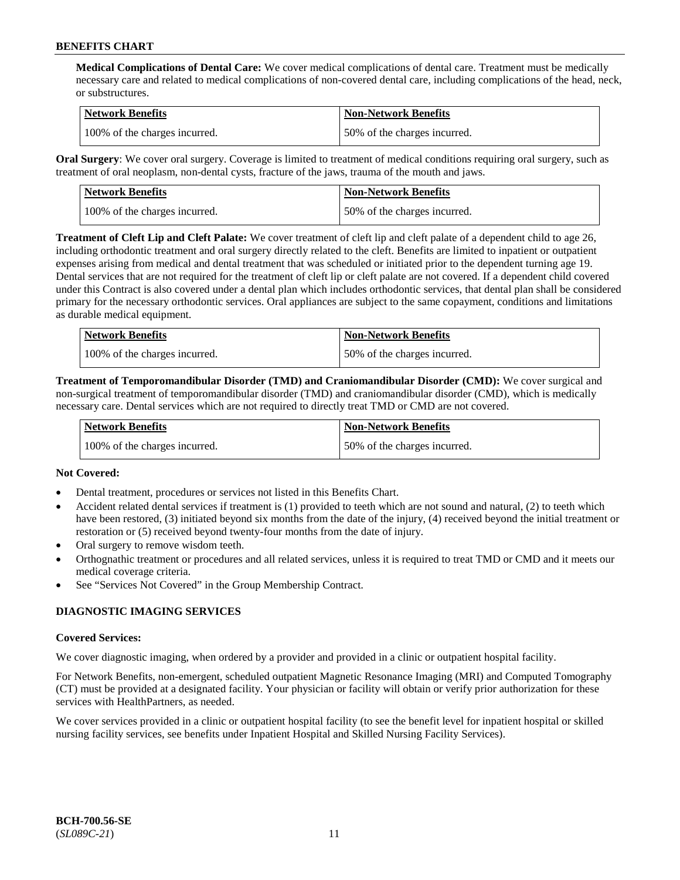**Medical Complications of Dental Care:** We cover medical complications of dental care. Treatment must be medically necessary care and related to medical complications of non-covered dental care, including complications of the head, neck, or substructures.

| Network Benefits | Non-Network Benefits |
| --- | --- |
| 100% of the charges incurred. | 50% of the charges incurred. |

**Oral Surgery**: We cover oral surgery. Coverage is limited to treatment of medical conditions requiring oral surgery, such as treatment of oral neoplasm, non-dental cysts, fracture of the jaws, trauma of the mouth and jaws.

| Network Benefits | Non-Network Benefits |
| --- | --- |
| 100% of the charges incurred. | 50% of the charges incurred. |

**Treatment of Cleft Lip and Cleft Palate:** We cover treatment of cleft lip and cleft palate of a dependent child to age 26, including orthodontic treatment and oral surgery directly related to the cleft. Benefits are limited to inpatient or outpatient expenses arising from medical and dental treatment that was scheduled or initiated prior to the dependent turning age 19. Dental services that are not required for the treatment of cleft lip or cleft palate are not covered. If a dependent child covered under this Contract is also covered under a dental plan which includes orthodontic services, that dental plan shall be considered primary for the necessary orthodontic services. Oral appliances are subject to the same copayment, conditions and limitations as durable medical equipment.

| Network Benefits | Non-Network Benefits |
| --- | --- |
| 100% of the charges incurred. | 50% of the charges incurred. |

**Treatment of Temporomandibular Disorder (TMD) and Craniomandibular Disorder (CMD):** We cover surgical and non-surgical treatment of temporomandibular disorder (TMD) and craniomandibular disorder (CMD), which is medically necessary care. Dental services which are not required to directly treat TMD or CMD are not covered.

| Network Benefits | Non-Network Benefits |
| --- | --- |
| 100% of the charges incurred. | 50% of the charges incurred. |

**Not Covered:**

- Dental treatment, procedures or services not listed in this Benefits Chart.
- Accident related dental services if treatment is (1) provided to teeth which are not sound and natural, (2) to teeth which have been restored, (3) initiated beyond six months from the date of the injury, (4) received beyond the initial treatment or restoration or (5) received beyond twenty-four months from the date of injury.
- Oral surgery to remove wisdom teeth.
- Orthognathic treatment or procedures and all related services, unless it is required to treat TMD or CMD and it meets our medical coverage criteria.
- See "Services Not Covered" in the Group Membership Contract.

## DIAGNOSTIC IMAGING SERVICES

**Covered Services:**

We cover diagnostic imaging, when ordered by a provider and provided in a clinic or outpatient hospital facility.

For Network Benefits, non-emergent, scheduled outpatient Magnetic Resonance Imaging (MRI) and Computed Tomography (CT) must be provided at a designated facility. Your physician or facility will obtain or verify prior authorization for these services with HealthPartners, as needed.

We cover services provided in a clinic or outpatient hospital facility (to see the benefit level for inpatient hospital or skilled nursing facility services, see benefits under Inpatient Hospital and Skilled Nursing Facility Services).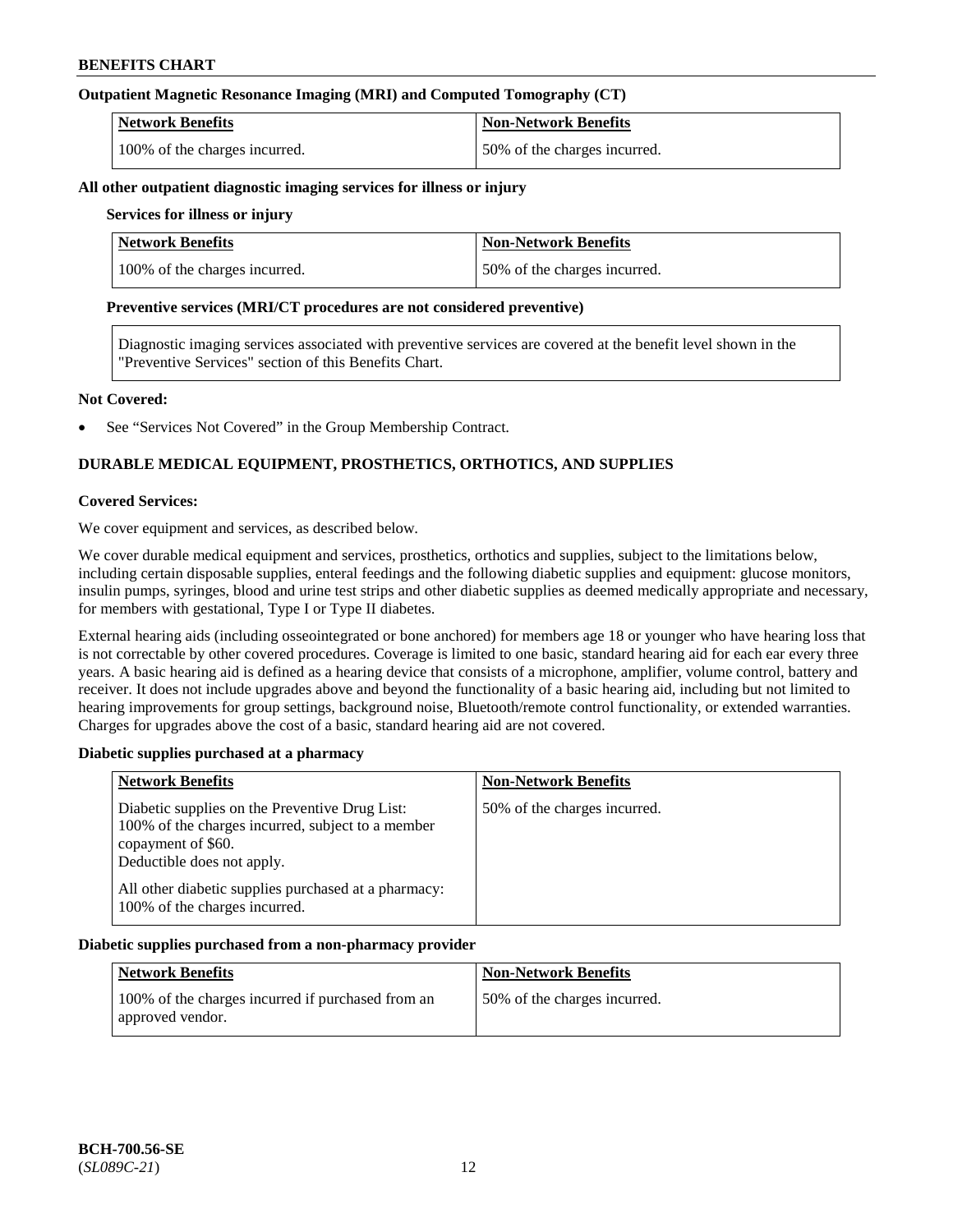**Outpatient Magnetic Resonance Imaging (MRI) and Computed Tomography (CT)**

| Network Benefits | Non-Network Benefits |
| --- | --- |
| 100% of the charges incurred. | 50% of the charges incurred. |

**All other outpatient diagnostic imaging services for illness or injury**

**Services for illness or injury**

| Network Benefits | Non-Network Benefits |
| --- | --- |
| 100% of the charges incurred. | 50% of the charges incurred. |

**Preventive services (MRI/CT procedures are not considered preventive)**

Diagnostic imaging services associated with preventive services are covered at the benefit level shown in the "Preventive Services" section of this Benefits Chart.

**Not Covered:**

- See "Services Not Covered" in the Group Membership Contract.

## DURABLE MEDICAL EQUIPMENT, PROSTHETICS, ORTHOTICS, AND SUPPLIES

**Covered Services:**

We cover equipment and services, as described below.

We cover durable medical equipment and services, prosthetics, orthotics and supplies, subject to the limitations below, including certain disposable supplies, enteral feedings and the following diabetic supplies and equipment: glucose monitors, insulin pumps, syringes, blood and urine test strips and other diabetic supplies as deemed medically appropriate and necessary, for members with gestational, Type I or Type II diabetes.

External hearing aids (including osseointegrated or bone anchored) for members age 18 or younger who have hearing loss that is not correctable by other covered procedures. Coverage is limited to one basic, standard hearing aid for each ear every three years. A basic hearing aid is defined as a hearing device that consists of a microphone, amplifier, volume control, battery and receiver. It does not include upgrades above and beyond the functionality of a basic hearing aid, including but not limited to hearing improvements for group settings, background noise, Bluetooth/remote control functionality, or extended warranties. Charges for upgrades above the cost of a basic, standard hearing aid are not covered.

**Diabetic supplies purchased at a pharmacy**

| Network Benefits | Non-Network Benefits |
| --- | --- |
| Diabetic supplies on the Preventive Drug List: 100% of the charges incurred, subject to a member copayment of $60. Deductible does not apply.<br><br>All other diabetic supplies purchased at a pharmacy: 100% of the charges incurred. | 50% of the charges incurred. |

**Diabetic supplies purchased from a non-pharmacy provider**

| Network Benefits | Non-Network Benefits |
| --- | --- |
| 100% of the charges incurred if purchased from an approved vendor. | 50% of the charges incurred. |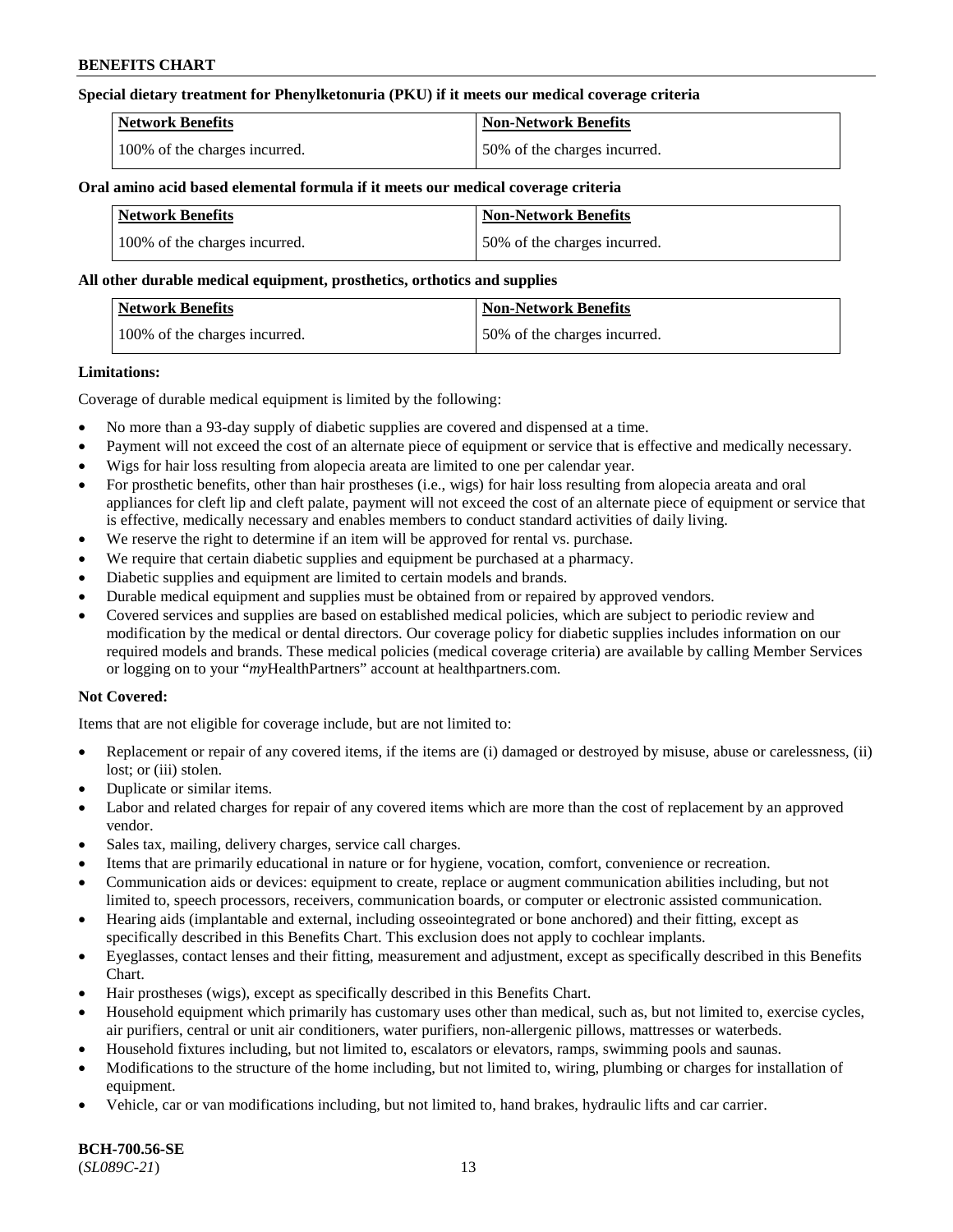**Special dietary treatment for Phenylketonuria (PKU) if it meets our medical coverage criteria**

| Network Benefits | Non-Network Benefits |
| --- | --- |
| 100% of the charges incurred. | 50% of the charges incurred. |

**Oral amino acid based elemental formula if it meets our medical coverage criteria**

| Network Benefits | Non-Network Benefits |
| --- | --- |
| 100% of the charges incurred. | 50% of the charges incurred. |

**All other durable medical equipment, prosthetics, orthotics and supplies**

| Network Benefits | Non-Network Benefits |
| --- | --- |
| 100% of the charges incurred. | 50% of the charges incurred. |

**Limitations:**

Coverage of durable medical equipment is limited by the following:

- No more than a 93-day supply of diabetic supplies are covered and dispensed at a time.
- Payment will not exceed the cost of an alternate piece of equipment or service that is effective and medically necessary.
- Wigs for hair loss resulting from alopecia areata are limited to one per calendar year.
- For prosthetic benefits, other than hair prostheses (i.e., wigs) for hair loss resulting from alopecia areata and oral appliances for cleft lip and cleft palate, payment will not exceed the cost of an alternate piece of equipment or service that is effective, medically necessary and enables members to conduct standard activities of daily living.
- We reserve the right to determine if an item will be approved for rental vs. purchase.
- We require that certain diabetic supplies and equipment be purchased at a pharmacy.
- Diabetic supplies and equipment are limited to certain models and brands.
- Durable medical equipment and supplies must be obtained from or repaired by approved vendors.
- Covered services and supplies are based on established medical policies, which are subject to periodic review and modification by the medical or dental directors. Our coverage policy for diabetic supplies includes information on our required models and brands. These medical policies (medical coverage criteria) are available by calling Member Services or logging on to your "*my*HealthPartners" account at healthpartners.com.

**Not Covered:**

Items that are not eligible for coverage include, but are not limited to:

- Replacement or repair of any covered items, if the items are (i) damaged or destroyed by misuse, abuse or carelessness, (ii) lost; or (iii) stolen.
- Duplicate or similar items.
- Labor and related charges for repair of any covered items which are more than the cost of replacement by an approved vendor.
- Sales tax, mailing, delivery charges, service call charges.
- Items that are primarily educational in nature or for hygiene, vocation, comfort, convenience or recreation.
- Communication aids or devices: equipment to create, replace or augment communication abilities including, but not limited to, speech processors, receivers, communication boards, or computer or electronic assisted communication.
- Hearing aids (implantable and external, including osseointegrated or bone anchored) and their fitting, except as specifically described in this Benefits Chart. This exclusion does not apply to cochlear implants.
- Eyeglasses, contact lenses and their fitting, measurement and adjustment, except as specifically described in this Benefits Chart.
- Hair prostheses (wigs), except as specifically described in this Benefits Chart.
- Household equipment which primarily has customary uses other than medical, such as, but not limited to, exercise cycles, air purifiers, central or unit air conditioners, water purifiers, non-allergenic pillows, mattresses or waterbeds.
- Household fixtures including, but not limited to, escalators or elevators, ramps, swimming pools and saunas.
- Modifications to the structure of the home including, but not limited to, wiring, plumbing or charges for installation of equipment.
- Vehicle, car or van modifications including, but not limited to, hand brakes, hydraulic lifts and car carrier.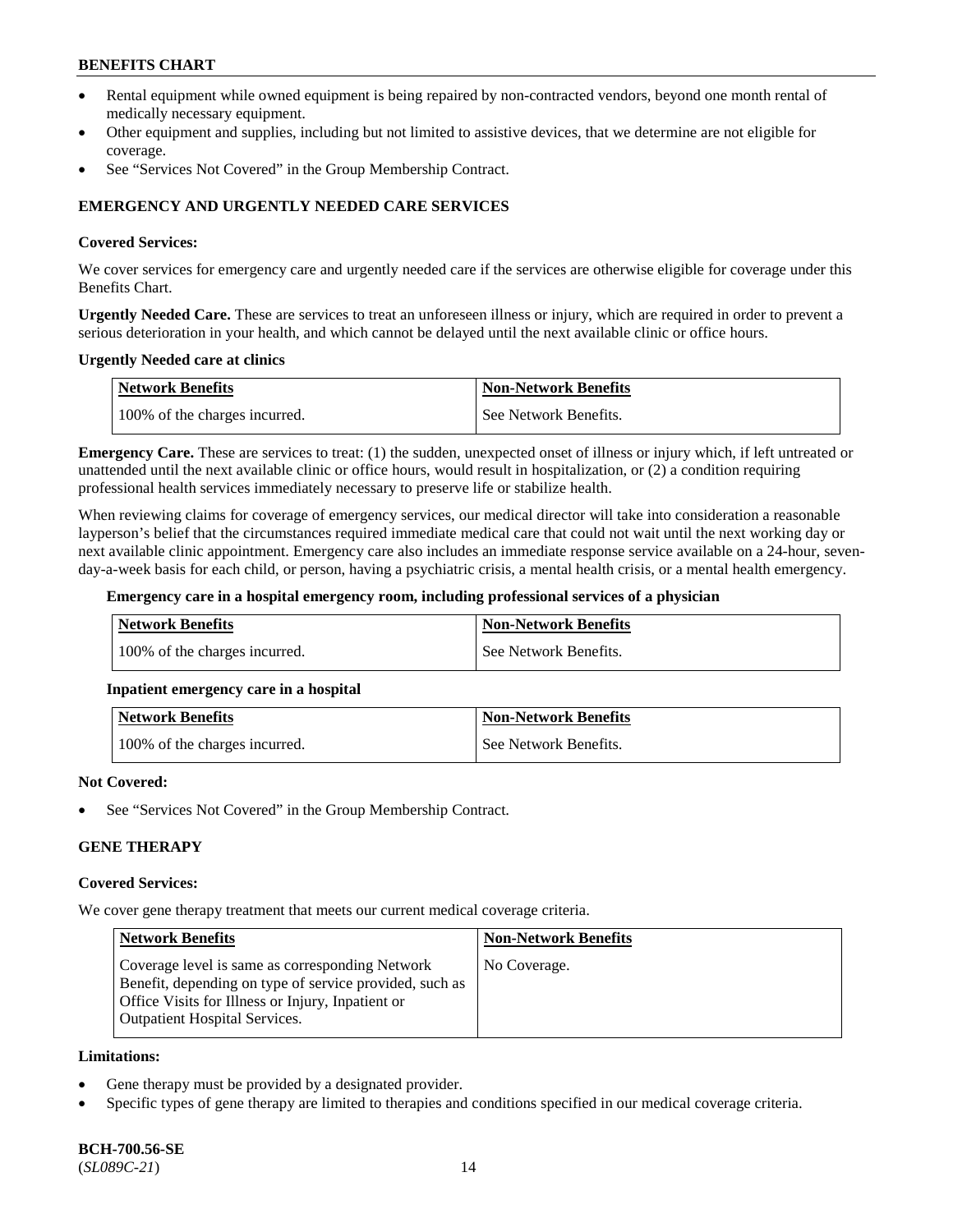- Rental equipment while owned equipment is being repaired by non-contracted vendors, beyond one month rental of medically necessary equipment.
- Other equipment and supplies, including but not limited to assistive devices, that we determine are not eligible for coverage.
- See "Services Not Covered" in the Group Membership Contract.

## EMERGENCY AND URGENTLY NEEDED CARE SERVICES

**Covered Services:**

We cover services for emergency care and urgently needed care if the services are otherwise eligible for coverage under this Benefits Chart.

**Urgently Needed Care.** These are services to treat an unforeseen illness or injury, which are required in order to prevent a serious deterioration in your health, and which cannot be delayed until the next available clinic or office hours.

**Urgently Needed care at clinics**

| Network Benefits | Non-Network Benefits |
|---|---|
| 100% of the charges incurred. | See Network Benefits. |

**Emergency Care.** These are services to treat: (1) the sudden, unexpected onset of illness or injury which, if left untreated or unattended until the next available clinic or office hours, would result in hospitalization, or (2) a condition requiring professional health services immediately necessary to preserve life or stabilize health.

When reviewing claims for coverage of emergency services, our medical director will take into consideration a reasonable layperson's belief that the circumstances required immediate medical care that could not wait until the next working day or next available clinic appointment. Emergency care also includes an immediate response service available on a 24-hour, seven-day-a-week basis for each child, or person, having a psychiatric crisis, a mental health crisis, or a mental health emergency.

**Emergency care in a hospital emergency room, including professional services of a physician**

| Network Benefits | Non-Network Benefits |
|---|---|
| 100% of the charges incurred. | See Network Benefits. |

**Inpatient emergency care in a hospital**

| Network Benefits | Non-Network Benefits |
|---|---|
| 100% of the charges incurred. | See Network Benefits. |

**Not Covered:**

- See "Services Not Covered" in the Group Membership Contract.

## GENE THERAPY

**Covered Services:**

We cover gene therapy treatment that meets our current medical coverage criteria.

| Network Benefits | Non-Network Benefits |
|---|---|
| Coverage level is same as corresponding Network Benefit, depending on type of service provided, such as Office Visits for Illness or Injury, Inpatient or Outpatient Hospital Services. | No Coverage. |

**Limitations:**

- Gene therapy must be provided by a designated provider.
- Specific types of gene therapy are limited to therapies and conditions specified in our medical coverage criteria.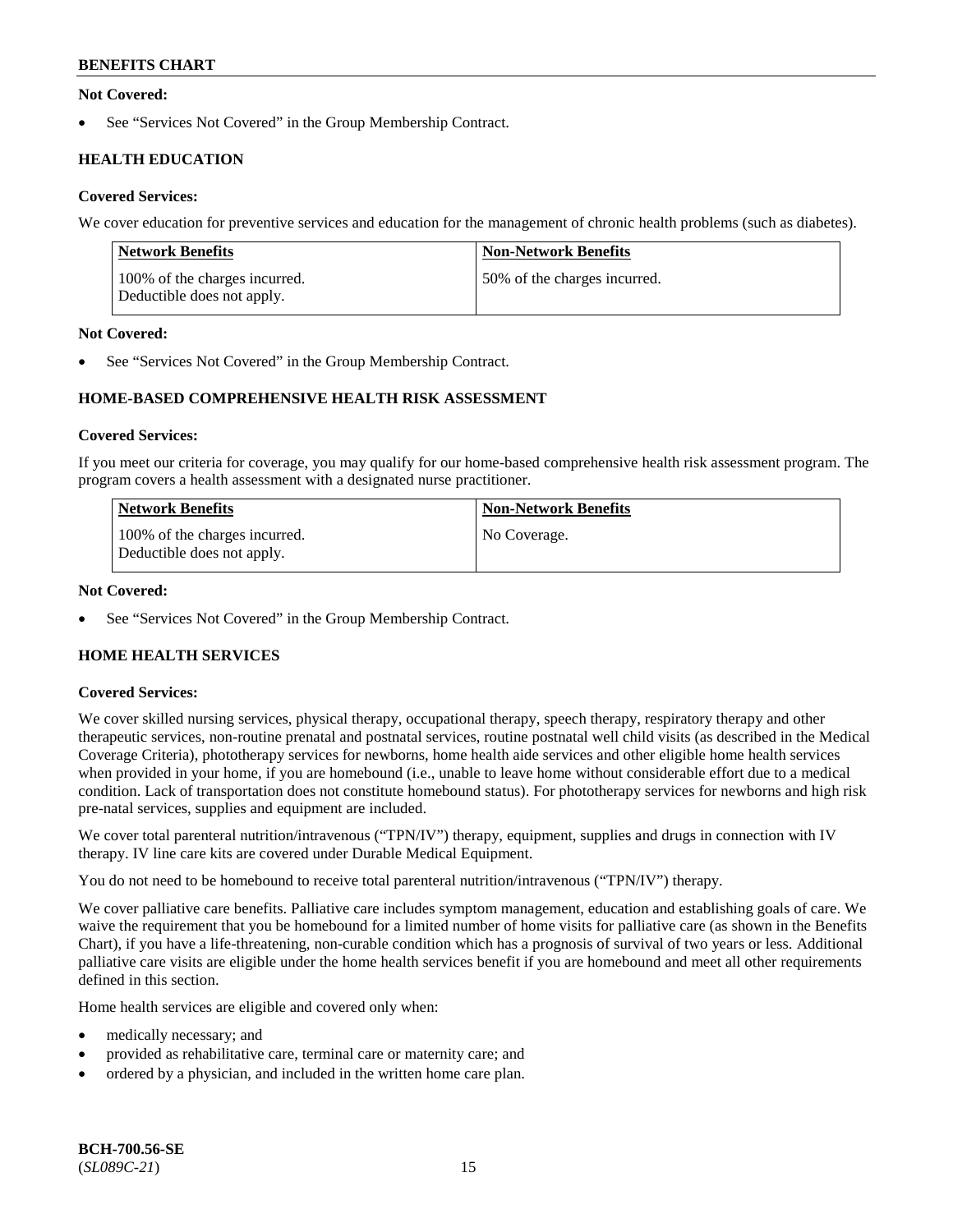**Not Covered:**

- See "Services Not Covered" in the Group Membership Contract.

### HEALTH EDUCATION

**Covered Services:**

We cover education for preventive services and education for the management of chronic health problems (such as diabetes).

| Network Benefits | Non-Network Benefits |
|---|---|
| 100% of the charges incurred. Deductible does not apply. | 50% of the charges incurred. |

**Not Covered:**

- See "Services Not Covered" in the Group Membership Contract.

### HOME-BASED COMPREHENSIVE HEALTH RISK ASSESSMENT

**Covered Services:**

If you meet our criteria for coverage, you may qualify for our home-based comprehensive health risk assessment program. The program covers a health assessment with a designated nurse practitioner.

| Network Benefits | Non-Network Benefits |
|---|---|
| 100% of the charges incurred. Deductible does not apply. | No Coverage. |

**Not Covered:**

- See "Services Not Covered" in the Group Membership Contract.

### HOME HEALTH SERVICES

**Covered Services:**

We cover skilled nursing services, physical therapy, occupational therapy, speech therapy, respiratory therapy and other therapeutic services, non-routine prenatal and postnatal services, routine postnatal well child visits (as described in the Medical Coverage Criteria), phototherapy services for newborns, home health aide services and other eligible home health services when provided in your home, if you are homebound (i.e., unable to leave home without considerable effort due to a medical condition. Lack of transportation does not constitute homebound status). For phototherapy services for newborns and high risk pre-natal services, supplies and equipment are included.

We cover total parenteral nutrition/intravenous ("TPN/IV") therapy, equipment, supplies and drugs in connection with IV therapy. IV line care kits are covered under Durable Medical Equipment.

You do not need to be homebound to receive total parenteral nutrition/intravenous ("TPN/IV") therapy.

We cover palliative care benefits. Palliative care includes symptom management, education and establishing goals of care. We waive the requirement that you be homebound for a limited number of home visits for palliative care (as shown in the Benefits Chart), if you have a life-threatening, non-curable condition which has a prognosis of survival of two years or less. Additional palliative care visits are eligible under the home health services benefit if you are homebound and meet all other requirements defined in this section.

Home health services are eligible and covered only when:

- medically necessary; and
- provided as rehabilitative care, terminal care or maternity care; and
- ordered by a physician, and included in the written home care plan.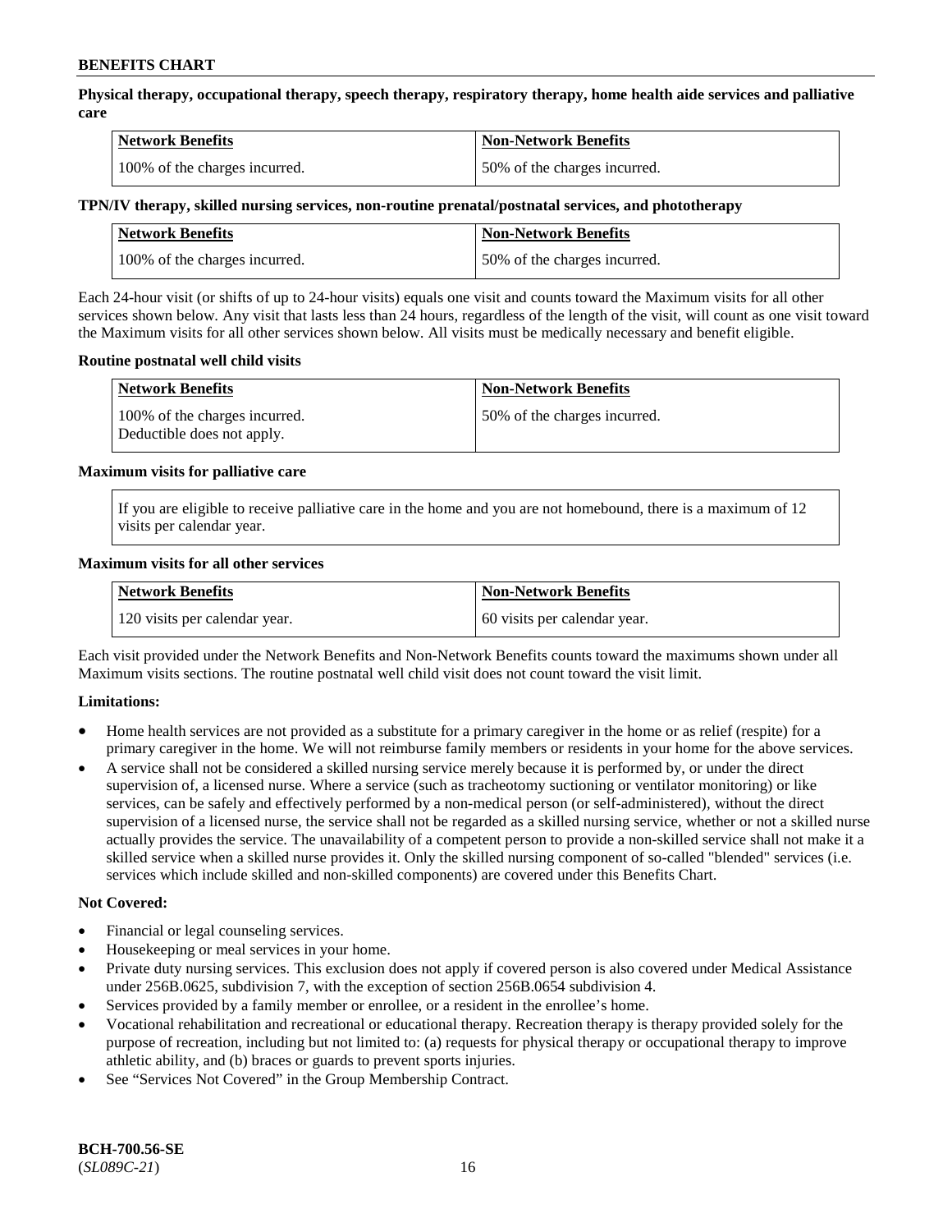**Physical therapy, occupational therapy, speech therapy, respiratory therapy, home health aide services and palliative care**

| Network Benefits | Non-Network Benefits |
|---|---|
| 100% of the charges incurred. | 50% of the charges incurred. |

**TPN/IV therapy, skilled nursing services, non-routine prenatal/postnatal services, and phototherapy**

| Network Benefits | Non-Network Benefits |
|---|---|
| 100% of the charges incurred. | 50% of the charges incurred. |

Each 24-hour visit (or shifts of up to 24-hour visits) equals one visit and counts toward the Maximum visits for all other services shown below. Any visit that lasts less than 24 hours, regardless of the length of the visit, will count as one visit toward the Maximum visits for all other services shown below. All visits must be medically necessary and benefit eligible.

**Routine postnatal well child visits**

| Network Benefits | Non-Network Benefits |
|---|---|
| 100% of the charges incurred. Deductible does not apply. | 50% of the charges incurred. |

**Maximum visits for palliative care**

If you are eligible to receive palliative care in the home and you are not homebound, there is a maximum of 12 visits per calendar year.

**Maximum visits for all other services**

| Network Benefits | Non-Network Benefits |
|---|---|
| 120 visits per calendar year. | 60 visits per calendar year. |

Each visit provided under the Network Benefits and Non-Network Benefits counts toward the maximums shown under all Maximum visits sections. The routine postnatal well child visit does not count toward the visit limit.

**Limitations:**

- Home health services are not provided as a substitute for a primary caregiver in the home or as relief (respite) for a primary caregiver in the home. We will not reimburse family members or residents in your home for the above services.
- A service shall not be considered a skilled nursing service merely because it is performed by, or under the direct supervision of, a licensed nurse. Where a service (such as tracheotomy suctioning or ventilator monitoring) or like services, can be safely and effectively performed by a non-medical person (or self-administered), without the direct supervision of a licensed nurse, the service shall not be regarded as a skilled nursing service, whether or not a skilled nurse actually provides the service. The unavailability of a competent person to provide a non-skilled service shall not make it a skilled service when a skilled nurse provides it. Only the skilled nursing component of so-called "blended" services (i.e. services which include skilled and non-skilled components) are covered under this Benefits Chart.

**Not Covered:**

- Financial or legal counseling services.
- Housekeeping or meal services in your home.
- Private duty nursing services. This exclusion does not apply if covered person is also covered under Medical Assistance under 256B.0625, subdivision 7, with the exception of section 256B.0654 subdivision 4.
- Services provided by a family member or enrollee, or a resident in the enrollee's home.
- Vocational rehabilitation and recreational or educational therapy. Recreation therapy is therapy provided solely for the purpose of recreation, including but not limited to: (a) requests for physical therapy or occupational therapy to improve athletic ability, and (b) braces or guards to prevent sports injuries.
- See "Services Not Covered" in the Group Membership Contract.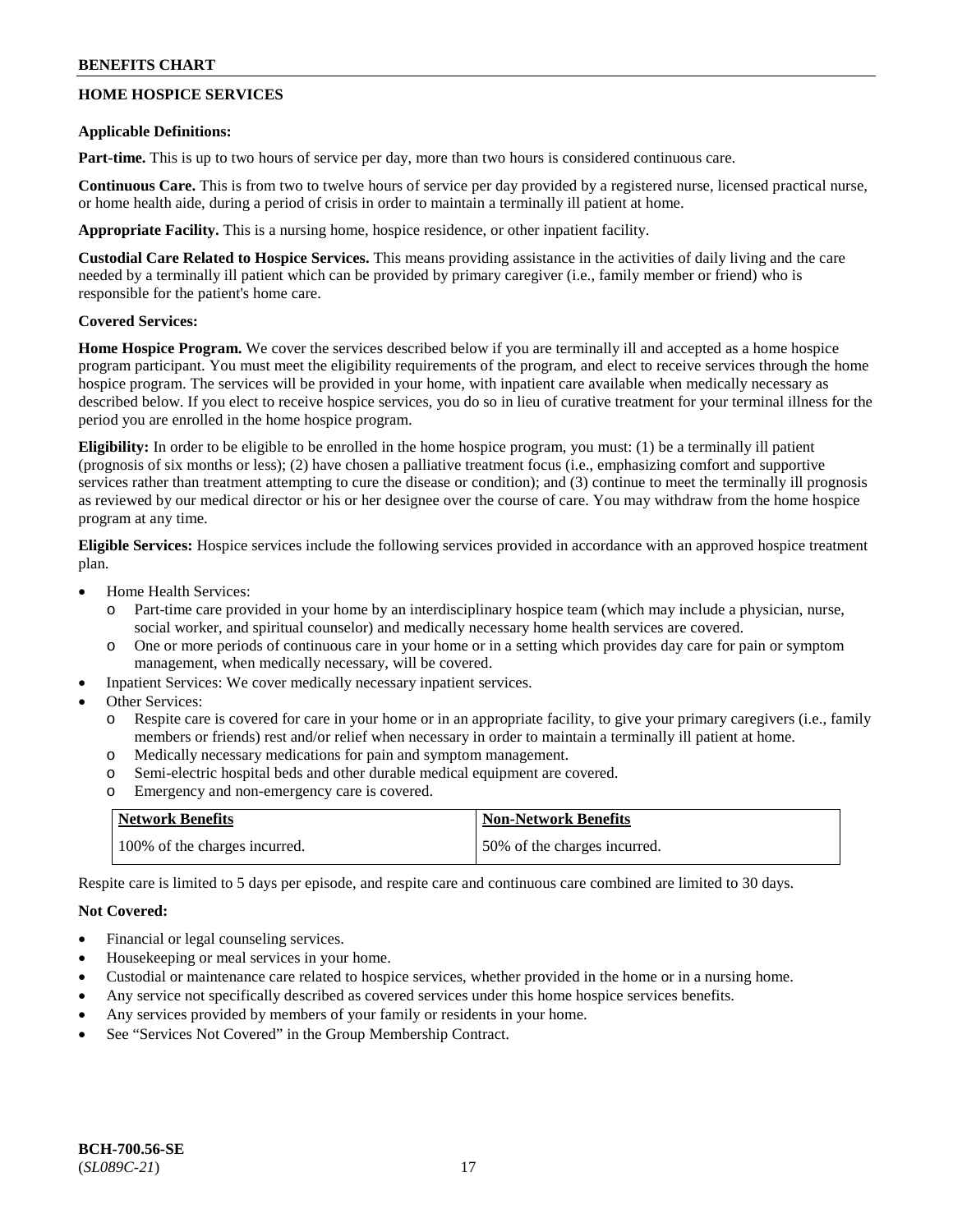## HOME HOSPICE SERVICES

**Applicable Definitions:**

**Part-time.** This is up to two hours of service per day, more than two hours is considered continuous care.

**Continuous Care.** This is from two to twelve hours of service per day provided by a registered nurse, licensed practical nurse, or home health aide, during a period of crisis in order to maintain a terminally ill patient at home.

**Appropriate Facility.** This is a nursing home, hospice residence, or other inpatient facility.

**Custodial Care Related to Hospice Services.** This means providing assistance in the activities of daily living and the care needed by a terminally ill patient which can be provided by primary caregiver (i.e., family member or friend) who is responsible for the patient's home care.

**Covered Services:**

**Home Hospice Program.** We cover the services described below if you are terminally ill and accepted as a home hospice program participant. You must meet the eligibility requirements of the program, and elect to receive services through the home hospice program. The services will be provided in your home, with inpatient care available when medically necessary as described below. If you elect to receive hospice services, you do so in lieu of curative treatment for your terminal illness for the period you are enrolled in the home hospice program.

**Eligibility:** In order to be eligible to be enrolled in the home hospice program, you must: (1) be a terminally ill patient (prognosis of six months or less); (2) have chosen a palliative treatment focus (i.e., emphasizing comfort and supportive services rather than treatment attempting to cure the disease or condition); and (3) continue to meet the terminally ill prognosis as reviewed by our medical director or his or her designee over the course of care. You may withdraw from the home hospice program at any time.

**Eligible Services:** Hospice services include the following services provided in accordance with an approved hospice treatment plan.

- Home Health Services:
  - Part-time care provided in your home by an interdisciplinary hospice team (which may include a physician, nurse, social worker, and spiritual counselor) and medically necessary home health services are covered.
  - One or more periods of continuous care in your home or in a setting which provides day care for pain or symptom management, when medically necessary, will be covered.
- Inpatient Services: We cover medically necessary inpatient services.
- Other Services:
  - Respite care is covered for care in your home or in an appropriate facility, to give your primary caregivers (i.e., family members or friends) rest and/or relief when necessary in order to maintain a terminally ill patient at home.
  - Medically necessary medications for pain and symptom management.
  - Semi-electric hospital beds and other durable medical equipment are covered.
  - Emergency and non-emergency care is covered.

| Network Benefits | Non-Network Benefits |
|---|---|
| 100% of the charges incurred. | 50% of the charges incurred. |

Respite care is limited to 5 days per episode, and respite care and continuous care combined are limited to 30 days.

**Not Covered:**

- Financial or legal counseling services.
- Housekeeping or meal services in your home.
- Custodial or maintenance care related to hospice services, whether provided in the home or in a nursing home.
- Any service not specifically described as covered services under this home hospice services benefits.
- Any services provided by members of your family or residents in your home.
- See "Services Not Covered" in the Group Membership Contract.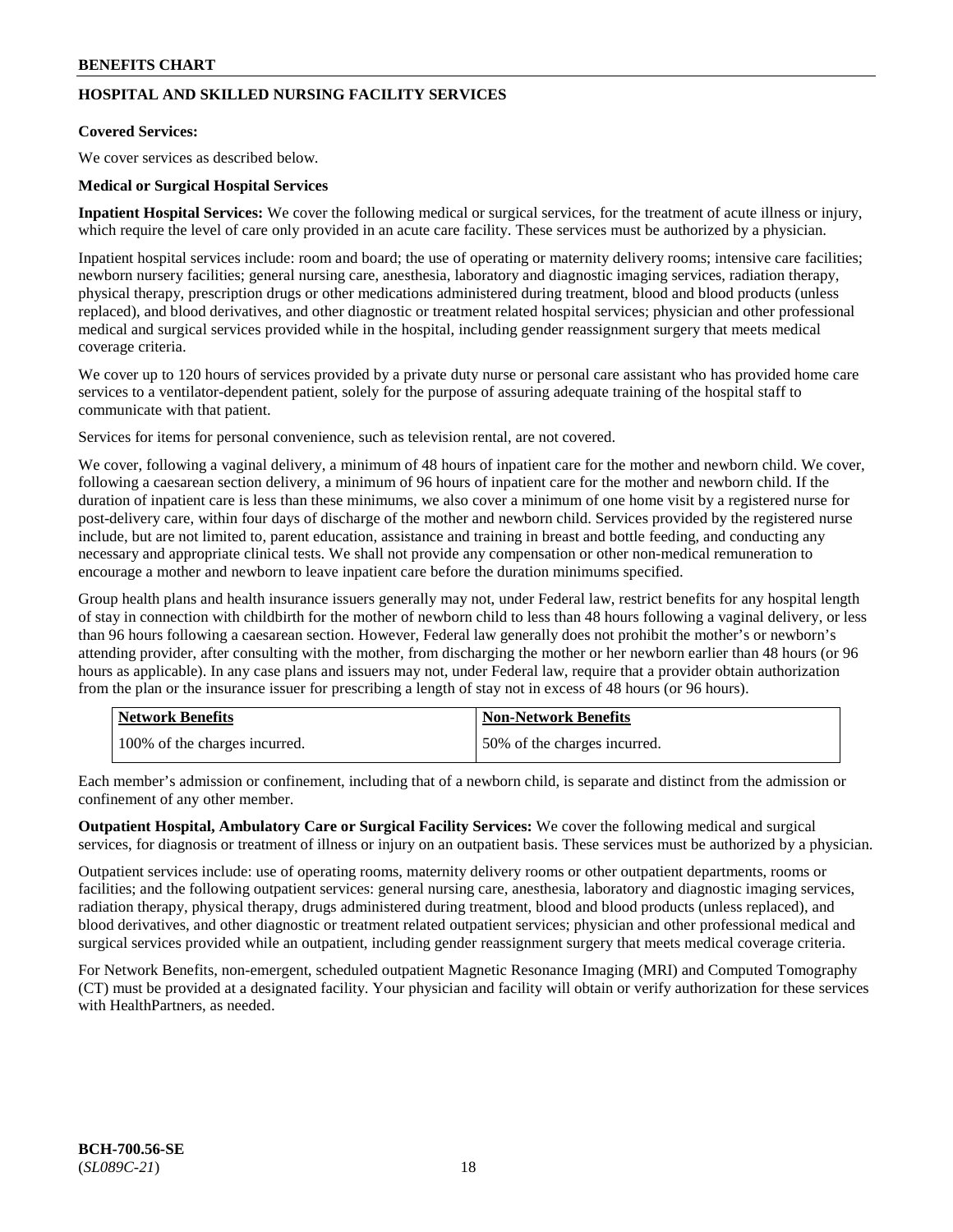## HOSPITAL AND SKILLED NURSING FACILITY SERVICES

**Covered Services:**

We cover services as described below.

**Medical or Surgical Hospital Services**

**Inpatient Hospital Services:** We cover the following medical or surgical services, for the treatment of acute illness or injury, which require the level of care only provided in an acute care facility. These services must be authorized by a physician.

Inpatient hospital services include: room and board; the use of operating or maternity delivery rooms; intensive care facilities; newborn nursery facilities; general nursing care, anesthesia, laboratory and diagnostic imaging services, radiation therapy, physical therapy, prescription drugs or other medications administered during treatment, blood and blood products (unless replaced), and blood derivatives, and other diagnostic or treatment related hospital services; physician and other professional medical and surgical services provided while in the hospital, including gender reassignment surgery that meets medical coverage criteria.

We cover up to 120 hours of services provided by a private duty nurse or personal care assistant who has provided home care services to a ventilator-dependent patient, solely for the purpose of assuring adequate training of the hospital staff to communicate with that patient.

Services for items for personal convenience, such as television rental, are not covered.

We cover, following a vaginal delivery, a minimum of 48 hours of inpatient care for the mother and newborn child. We cover, following a caesarean section delivery, a minimum of 96 hours of inpatient care for the mother and newborn child. If the duration of inpatient care is less than these minimums, we also cover a minimum of one home visit by a registered nurse for post-delivery care, within four days of discharge of the mother and newborn child. Services provided by the registered nurse include, but are not limited to, parent education, assistance and training in breast and bottle feeding, and conducting any necessary and appropriate clinical tests. We shall not provide any compensation or other non-medical remuneration to encourage a mother and newborn to leave inpatient care before the duration minimums specified.

Group health plans and health insurance issuers generally may not, under Federal law, restrict benefits for any hospital length of stay in connection with childbirth for the mother of newborn child to less than 48 hours following a vaginal delivery, or less than 96 hours following a caesarean section. However, Federal law generally does not prohibit the mother's or newborn's attending provider, after consulting with the mother, from discharging the mother or her newborn earlier than 48 hours (or 96 hours as applicable). In any case plans and issuers may not, under Federal law, require that a provider obtain authorization from the plan or the insurance issuer for prescribing a length of stay not in excess of 48 hours (or 96 hours).

| Network Benefits | Non-Network Benefits |
|---|---|
| 100% of the charges incurred. | 50% of the charges incurred. |

Each member's admission or confinement, including that of a newborn child, is separate and distinct from the admission or confinement of any other member.

**Outpatient Hospital, Ambulatory Care or Surgical Facility Services:** We cover the following medical and surgical services, for diagnosis or treatment of illness or injury on an outpatient basis. These services must be authorized by a physician.

Outpatient services include: use of operating rooms, maternity delivery rooms or other outpatient departments, rooms or facilities; and the following outpatient services: general nursing care, anesthesia, laboratory and diagnostic imaging services, radiation therapy, physical therapy, drugs administered during treatment, blood and blood products (unless replaced), and blood derivatives, and other diagnostic or treatment related outpatient services; physician and other professional medical and surgical services provided while an outpatient, including gender reassignment surgery that meets medical coverage criteria.

For Network Benefits, non-emergent, scheduled outpatient Magnetic Resonance Imaging (MRI) and Computed Tomography (CT) must be provided at a designated facility. Your physician and facility will obtain or verify authorization for these services with HealthPartners, as needed.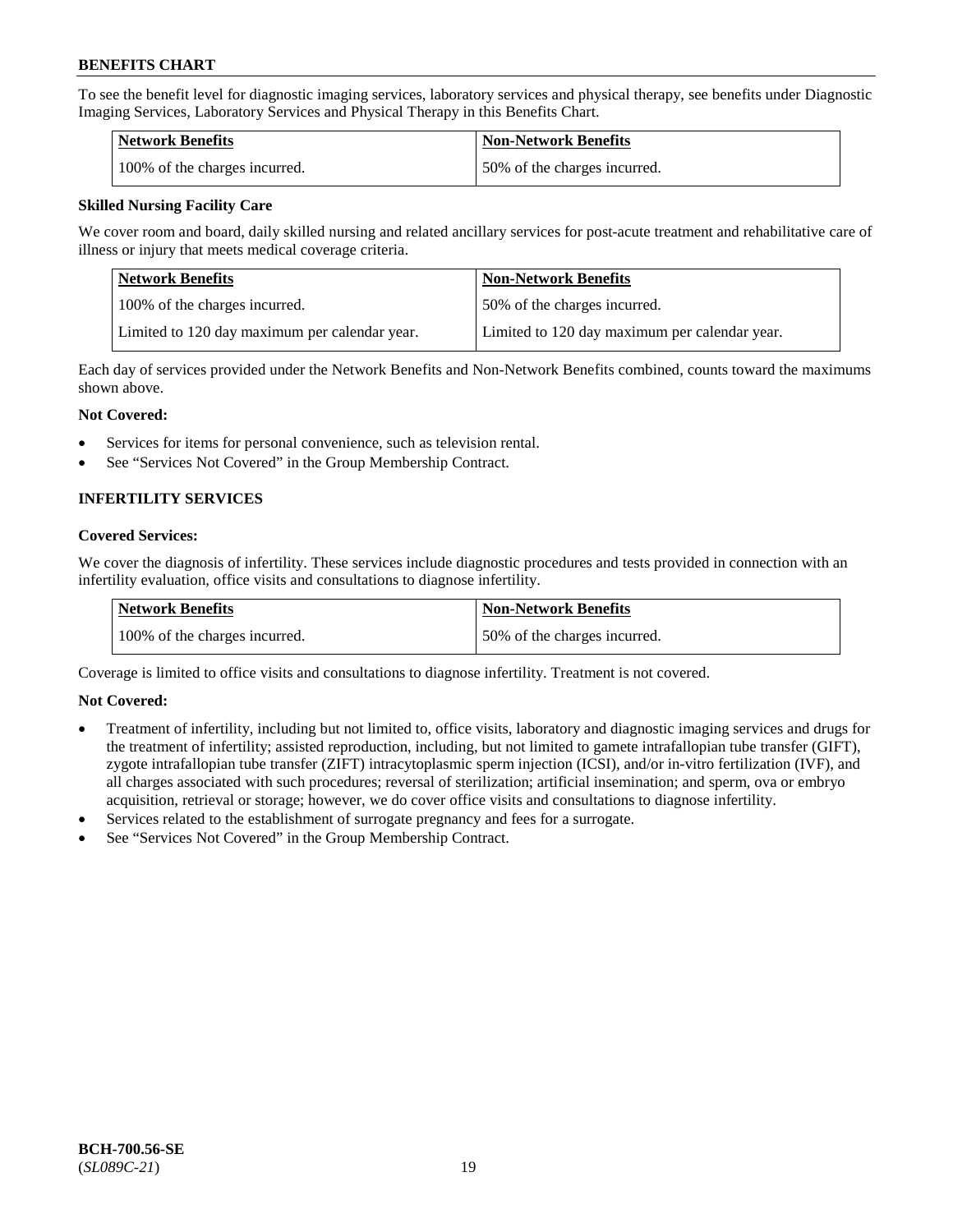To see the benefit level for diagnostic imaging services, laboratory services and physical therapy, see benefits under Diagnostic Imaging Services, Laboratory Services and Physical Therapy in this Benefits Chart.

| Network Benefits | Non-Network Benefits |
|---|---|
| 100% of the charges incurred. | 50% of the charges incurred. |

**Skilled Nursing Facility Care**

We cover room and board, daily skilled nursing and related ancillary services for post-acute treatment and rehabilitative care of illness or injury that meets medical coverage criteria.

| Network Benefits | Non-Network Benefits |
|---|---|
| 100% of the charges incurred. | 50% of the charges incurred. |
| Limited to 120 day maximum per calendar year. | Limited to 120 day maximum per calendar year. |

Each day of services provided under the Network Benefits and Non-Network Benefits combined, counts toward the maximums shown above.

**Not Covered:**

- Services for items for personal convenience, such as television rental.
- See "Services Not Covered" in the Group Membership Contract.

## INFERTILITY SERVICES

**Covered Services:**

We cover the diagnosis of infertility. These services include diagnostic procedures and tests provided in connection with an infertility evaluation, office visits and consultations to diagnose infertility.

| Network Benefits | Non-Network Benefits |
|---|---|
| 100% of the charges incurred. | 50% of the charges incurred. |

Coverage is limited to office visits and consultations to diagnose infertility. Treatment is not covered.

**Not Covered:**

- Treatment of infertility, including but not limited to, office visits, laboratory and diagnostic imaging services and drugs for the treatment of infertility; assisted reproduction, including, but not limited to gamete intrafallopian tube transfer (GIFT), zygote intrafallopian tube transfer (ZIFT) intracytoplasmic sperm injection (ICSI), and/or in-vitro fertilization (IVF), and all charges associated with such procedures; reversal of sterilization; artificial insemination; and sperm, ova or embryo acquisition, retrieval or storage; however, we do cover office visits and consultations to diagnose infertility.
- Services related to the establishment of surrogate pregnancy and fees for a surrogate.
- See "Services Not Covered" in the Group Membership Contract.

**BCH-700.56-SE**
(*SL089C-21*)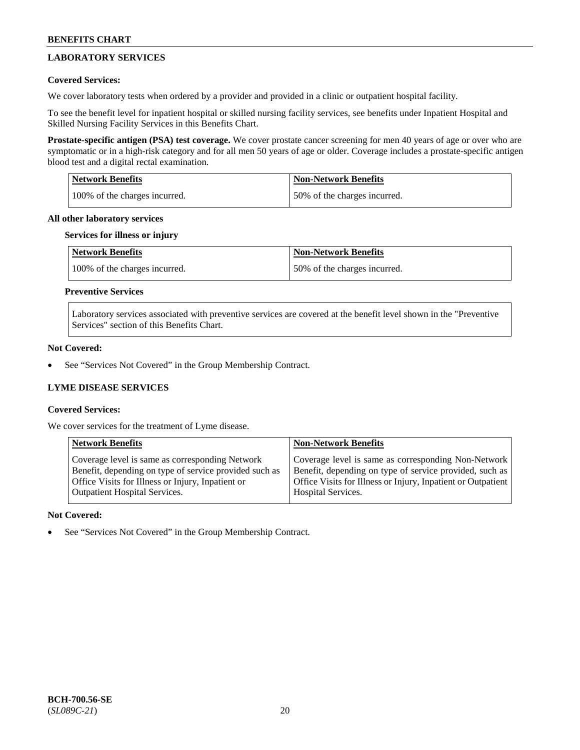## LABORATORY SERVICES

**Covered Services:**

We cover laboratory tests when ordered by a provider and provided in a clinic or outpatient hospital facility.

To see the benefit level for inpatient hospital or skilled nursing facility services, see benefits under Inpatient Hospital and Skilled Nursing Facility Services in this Benefits Chart.

**Prostate-specific antigen (PSA) test coverage.** We cover prostate cancer screening for men 40 years of age or over who are symptomatic or in a high-risk category and for all men 50 years of age or older. Coverage includes a prostate-specific antigen blood test and a digital rectal examination.

| Network Benefits | Non-Network Benefits |
|---|---|
| 100% of the charges incurred. | 50% of the charges incurred. |

**All other laboratory services**

**Services for illness or injury**

| Network Benefits | Non-Network Benefits |
|---|---|
| 100% of the charges incurred. | 50% of the charges incurred. |

**Preventive Services**

Laboratory services associated with preventive services are covered at the benefit level shown in the "Preventive Services" section of this Benefits Chart.

**Not Covered:**

- See "Services Not Covered" in the Group Membership Contract.

## LYME DISEASE SERVICES

**Covered Services:**

We cover services for the treatment of Lyme disease.

| Network Benefits | Non-Network Benefits |
|---|---|
| Coverage level is same as corresponding Network Benefit, depending on type of service provided such as Office Visits for Illness or Injury, Inpatient or Outpatient Hospital Services. | Coverage level is same as corresponding Non-Network Benefit, depending on type of service provided, such as Office Visits for Illness or Injury, Inpatient or Outpatient Hospital Services. |

**Not Covered:**

- See "Services Not Covered" in the Group Membership Contract.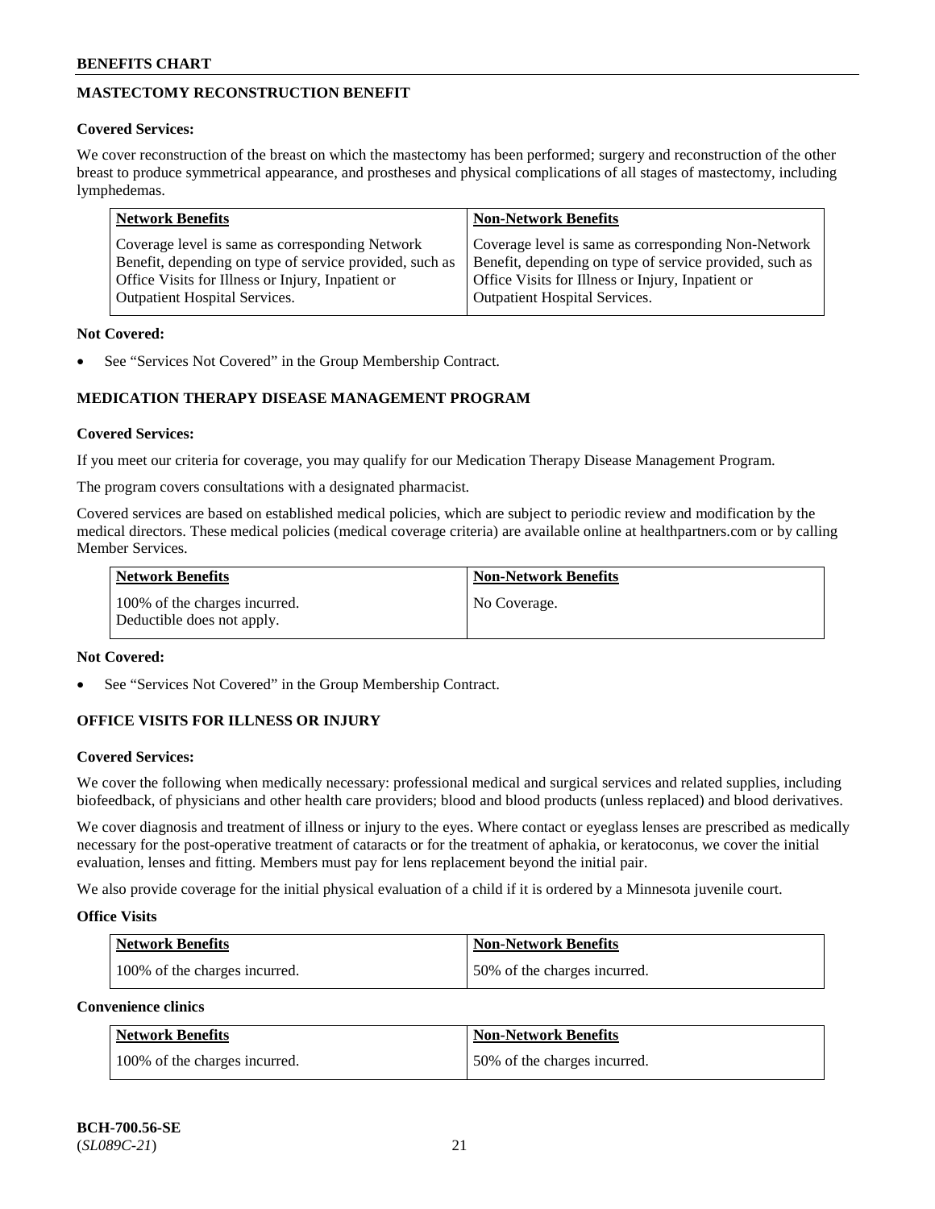## MASTECTOMY RECONSTRUCTION BENEFIT

**Covered Services:**

We cover reconstruction of the breast on which the mastectomy has been performed; surgery and reconstruction of the other breast to produce symmetrical appearance, and prostheses and physical complications of all stages of mastectomy, including lymphedemas.

| Network Benefits | Non-Network Benefits |
|---|---|
| Coverage level is same as corresponding Network Benefit, depending on type of service provided, such as Office Visits for Illness or Injury, Inpatient or Outpatient Hospital Services. | Coverage level is same as corresponding Non-Network Benefit, depending on type of service provided, such as Office Visits for Illness or Injury, Inpatient or Outpatient Hospital Services. |

**Not Covered:**

- See "Services Not Covered" in the Group Membership Contract.

## MEDICATION THERAPY DISEASE MANAGEMENT PROGRAM

**Covered Services:**

If you meet our criteria for coverage, you may qualify for our Medication Therapy Disease Management Program.

The program covers consultations with a designated pharmacist.

Covered services are based on established medical policies, which are subject to periodic review and modification by the medical directors. These medical policies (medical coverage criteria) are available online at healthpartners.com or by calling Member Services.

| Network Benefits | Non-Network Benefits |
|---|---|
| 100% of the charges incurred. Deductible does not apply. | No Coverage. |

**Not Covered:**

- See "Services Not Covered" in the Group Membership Contract.

## OFFICE VISITS FOR ILLNESS OR INJURY

**Covered Services:**

We cover the following when medically necessary: professional medical and surgical services and related supplies, including biofeedback, of physicians and other health care providers; blood and blood products (unless replaced) and blood derivatives.

We cover diagnosis and treatment of illness or injury to the eyes. Where contact or eyeglass lenses are prescribed as medically necessary for the post-operative treatment of cataracts or for the treatment of aphakia, or keratoconus, we cover the initial evaluation, lenses and fitting. Members must pay for lens replacement beyond the initial pair.

We also provide coverage for the initial physical evaluation of a child if it is ordered by a Minnesota juvenile court.

**Office Visits**

| Network Benefits | Non-Network Benefits |
|---|---|
| 100% of the charges incurred. | 50% of the charges incurred. |

**Convenience clinics**

| Network Benefits | Non-Network Benefits |
|---|---|
| 100% of the charges incurred. | 50% of the charges incurred. |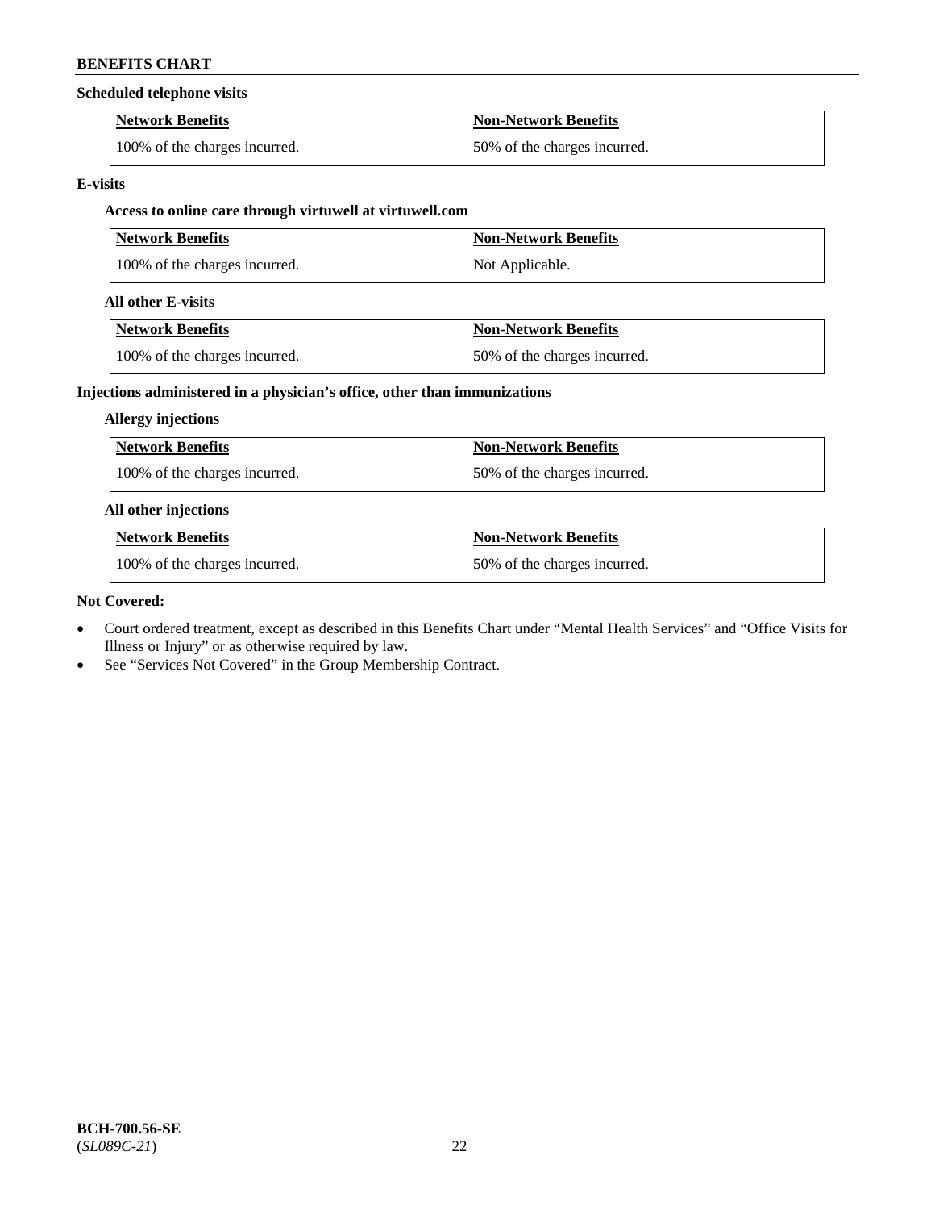**Scheduled telephone visits**

| Network Benefits | Non-Network Benefits |
| --- | --- |
| 100% of the charges incurred. | 50% of the charges incurred. |

**E-visits**

**Access to online care through virtuwell at virtuwell.com**

| Network Benefits | Non-Network Benefits |
| --- | --- |
| 100% of the charges incurred. | Not Applicable. |

**All other E-visits**

| Network Benefits | Non-Network Benefits |
| --- | --- |
| 100% of the charges incurred. | 50% of the charges incurred. |

**Injections administered in a physician's office, other than immunizations**

**Allergy injections**

| Network Benefits | Non-Network Benefits |
| --- | --- |
| 100% of the charges incurred. | 50% of the charges incurred. |

**All other injections**

| Network Benefits | Non-Network Benefits |
| --- | --- |
| 100% of the charges incurred. | 50% of the charges incurred. |

**Not Covered:**

- Court ordered treatment, except as described in this Benefits Chart under "Mental Health Services" and "Office Visits for Illness or Injury" or as otherwise required by law.
- See "Services Not Covered" in the Group Membership Contract.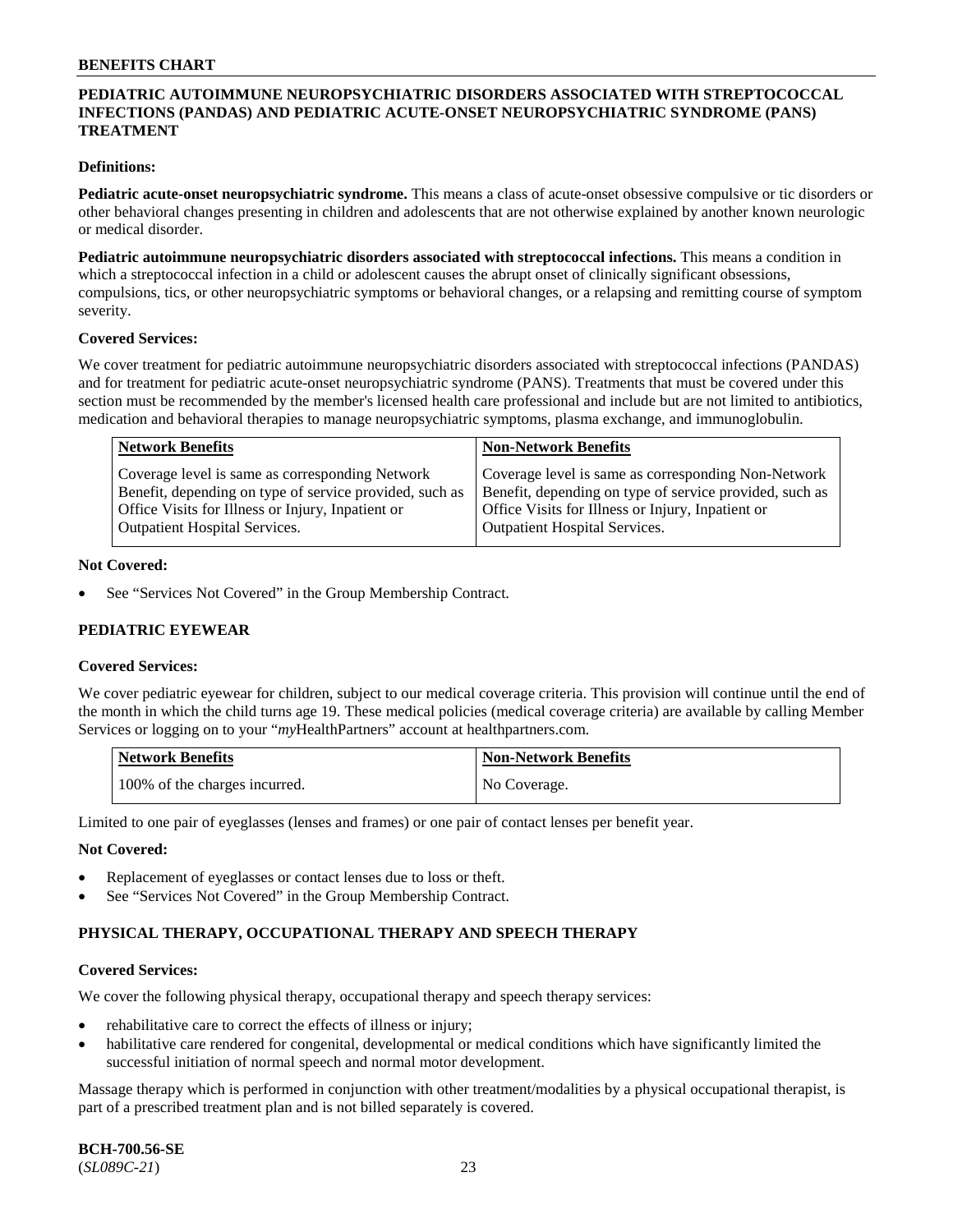## PEDIATRIC AUTOIMMUNE NEUROPSYCHIATRIC DISORDERS ASSOCIATED WITH STREPTOCOCCAL INFECTIONS (PANDAS) AND PEDIATRIC ACUTE-ONSET NEUROPSYCHIATRIC SYNDROME (PANS) TREATMENT

**Definitions:**

**Pediatric acute-onset neuropsychiatric syndrome.** This means a class of acute-onset obsessive compulsive or tic disorders or other behavioral changes presenting in children and adolescents that are not otherwise explained by another known neurologic or medical disorder.

**Pediatric autoimmune neuropsychiatric disorders associated with streptococcal infections.** This means a condition in which a streptococcal infection in a child or adolescent causes the abrupt onset of clinically significant obsessions, compulsions, tics, or other neuropsychiatric symptoms or behavioral changes, or a relapsing and remitting course of symptom severity.

**Covered Services:**

We cover treatment for pediatric autoimmune neuropsychiatric disorders associated with streptococcal infections (PANDAS) and for treatment for pediatric acute-onset neuropsychiatric syndrome (PANS). Treatments that must be covered under this section must be recommended by the member's licensed health care professional and include but are not limited to antibiotics, medication and behavioral therapies to manage neuropsychiatric symptoms, plasma exchange, and immunoglobulin.

| Network Benefits | Non-Network Benefits |
|---|---|
| Coverage level is same as corresponding Network Benefit, depending on type of service provided, such as Office Visits for Illness or Injury, Inpatient or Outpatient Hospital Services. | Coverage level is same as corresponding Non-Network Benefit, depending on type of service provided, such as Office Visits for Illness or Injury, Inpatient or Outpatient Hospital Services. |

**Not Covered:**

- See "Services Not Covered" in the Group Membership Contract.

## PEDIATRIC EYEWEAR

**Covered Services:**

We cover pediatric eyewear for children, subject to our medical coverage criteria. This provision will continue until the end of the month in which the child turns age 19. These medical policies (medical coverage criteria) are available by calling Member Services or logging on to your "*my*HealthPartners" account at healthpartners.com.

| Network Benefits | Non-Network Benefits |
|---|---|
| 100% of the charges incurred. | No Coverage. |

Limited to one pair of eyeglasses (lenses and frames) or one pair of contact lenses per benefit year.

**Not Covered:**

- Replacement of eyeglasses or contact lenses due to loss or theft.
- See "Services Not Covered" in the Group Membership Contract.

## PHYSICAL THERAPY, OCCUPATIONAL THERAPY AND SPEECH THERAPY

**Covered Services:**

We cover the following physical therapy, occupational therapy and speech therapy services:

- rehabilitative care to correct the effects of illness or injury;
- habilitative care rendered for congenital, developmental or medical conditions which have significantly limited the successful initiation of normal speech and normal motor development.

Massage therapy which is performed in conjunction with other treatment/modalities by a physical occupational therapist, is part of a prescribed treatment plan and is not billed separately is covered.

**BCH-700.56-SE**
(*SL089C-21*)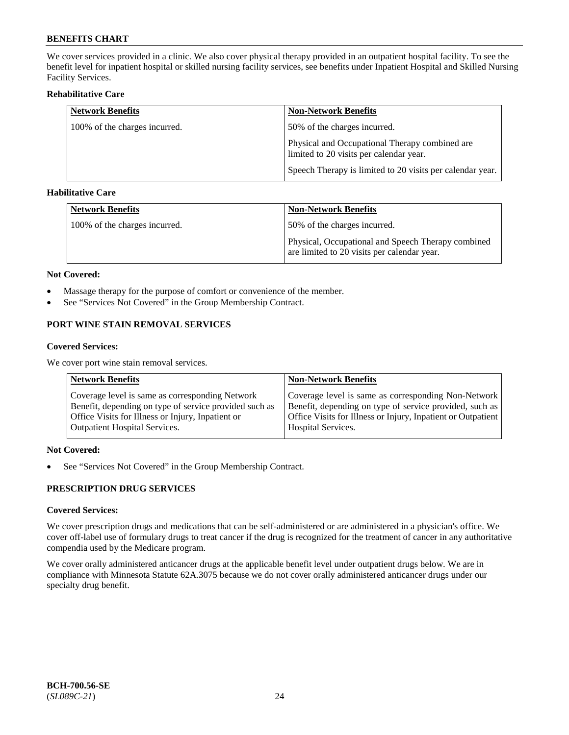We cover services provided in a clinic. We also cover physical therapy provided in an outpatient hospital facility. To see the benefit level for inpatient hospital or skilled nursing facility services, see benefits under Inpatient Hospital and Skilled Nursing Facility Services.

**Rehabilitative Care**

| Network Benefits | Non-Network Benefits |
|---|---|
| 100% of the charges incurred. | 50% of the charges incurred.<br><br>Physical and Occupational Therapy combined are limited to 20 visits per calendar year.<br><br>Speech Therapy is limited to 20 visits per calendar year. |

**Habilitative Care**

| Network Benefits | Non-Network Benefits |
|---|---|
| 100% of the charges incurred. | 50% of the charges incurred.<br><br>Physical, Occupational and Speech Therapy combined are limited to 20 visits per calendar year. |

**Not Covered:**

- Massage therapy for the purpose of comfort or convenience of the member.
- See "Services Not Covered" in the Group Membership Contract.

## PORT WINE STAIN REMOVAL SERVICES

**Covered Services:**

We cover port wine stain removal services.

| Network Benefits | Non-Network Benefits |
|---|---|
| Coverage level is same as corresponding Network Benefit, depending on type of service provided such as Office Visits for Illness or Injury, Inpatient or Outpatient Hospital Services. | Coverage level is same as corresponding Non-Network Benefit, depending on type of service provided, such as Office Visits for Illness or Injury, Inpatient or Outpatient Hospital Services. |

**Not Covered:**

- See "Services Not Covered" in the Group Membership Contract.

## PRESCRIPTION DRUG SERVICES

**Covered Services:**

We cover prescription drugs and medications that can be self-administered or are administered in a physician's office. We cover off-label use of formulary drugs to treat cancer if the drug is recognized for the treatment of cancer in any authoritative compendia used by the Medicare program.

We cover orally administered anticancer drugs at the applicable benefit level under outpatient drugs below. We are in compliance with Minnesota Statute 62A.3075 because we do not cover orally administered anticancer drugs under our specialty drug benefit.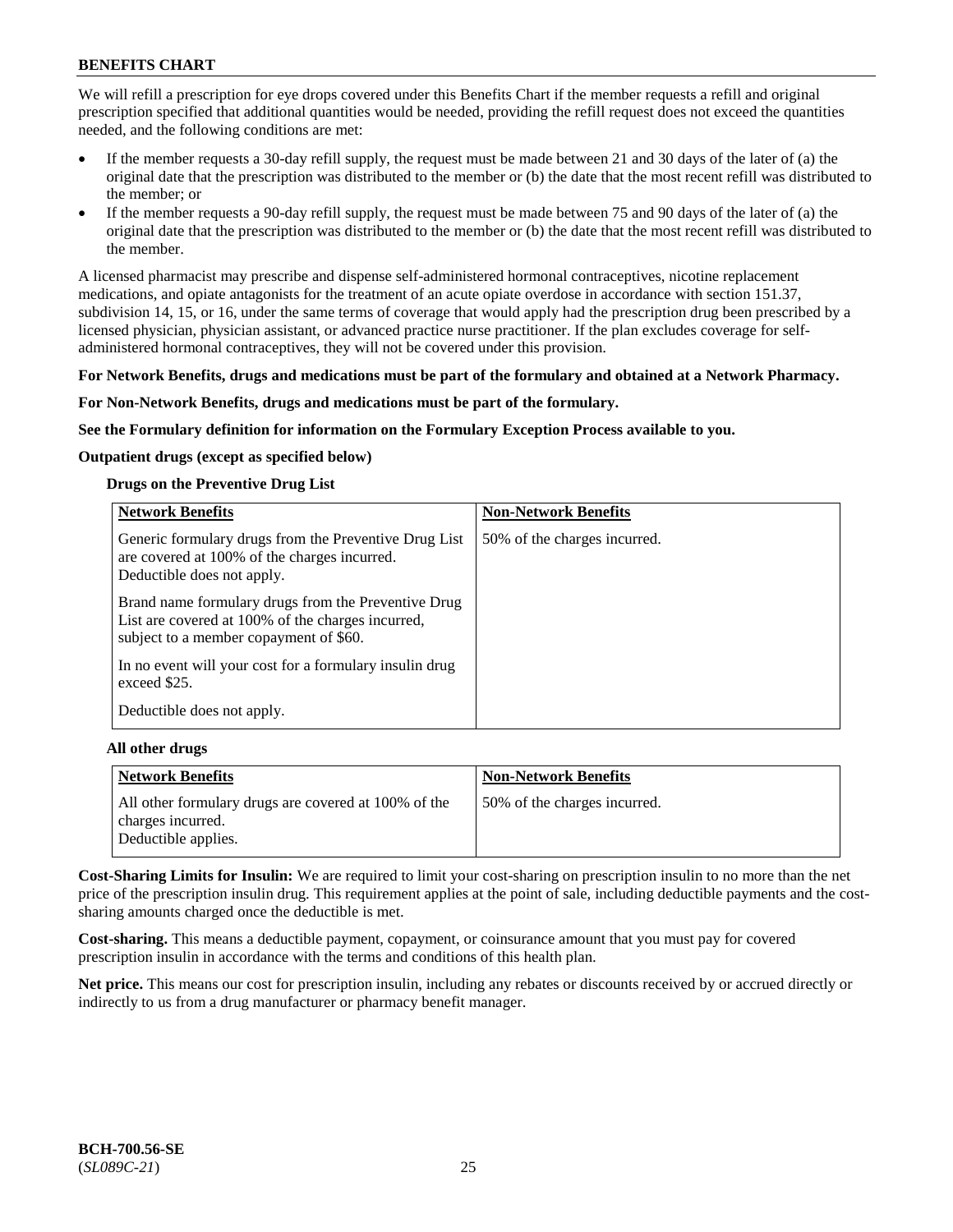We will refill a prescription for eye drops covered under this Benefits Chart if the member requests a refill and original prescription specified that additional quantities would be needed, providing the refill request does not exceed the quantities needed, and the following conditions are met:

- If the member requests a 30-day refill supply, the request must be made between 21 and 30 days of the later of (a) the original date that the prescription was distributed to the member or (b) the date that the most recent refill was distributed to the member; or
- If the member requests a 90-day refill supply, the request must be made between 75 and 90 days of the later of (a) the original date that the prescription was distributed to the member or (b) the date that the most recent refill was distributed to the member.

A licensed pharmacist may prescribe and dispense self-administered hormonal contraceptives, nicotine replacement medications, and opiate antagonists for the treatment of an acute opiate overdose in accordance with section 151.37, subdivision 14, 15, or 16, under the same terms of coverage that would apply had the prescription drug been prescribed by a licensed physician, physician assistant, or advanced practice nurse practitioner. If the plan excludes coverage for self-administered hormonal contraceptives, they will not be covered under this provision.

**For Network Benefits, drugs and medications must be part of the formulary and obtained at a Network Pharmacy.**

**For Non-Network Benefits, drugs and medications must be part of the formulary.**

**See the Formulary definition for information on the Formulary Exception Process available to you.**

**Outpatient drugs (except as specified below)**

**Drugs on the Preventive Drug List**

| Network Benefits | Non-Network Benefits |
|---|---|
| Generic formulary drugs from the Preventive Drug List are covered at 100% of the charges incurred. Deductible does not apply.<br><br>Brand name formulary drugs from the Preventive Drug List are covered at 100% of the charges incurred, subject to a member copayment of $60.<br><br>In no event will your cost for a formulary insulin drug exceed $25.<br><br>Deductible does not apply. | 50% of the charges incurred. |

**All other drugs**

| Network Benefits | Non-Network Benefits |
|---|---|
| All other formulary drugs are covered at 100% of the charges incurred. Deductible applies. | 50% of the charges incurred. |

**Cost-Sharing Limits for Insulin:** We are required to limit your cost-sharing on prescription insulin to no more than the net price of the prescription insulin drug. This requirement applies at the point of sale, including deductible payments and the cost-sharing amounts charged once the deductible is met.

**Cost-sharing.** This means a deductible payment, copayment, or coinsurance amount that you must pay for covered prescription insulin in accordance with the terms and conditions of this health plan.

**Net price.** This means our cost for prescription insulin, including any rebates or discounts received by or accrued directly or indirectly to us from a drug manufacturer or pharmacy benefit manager.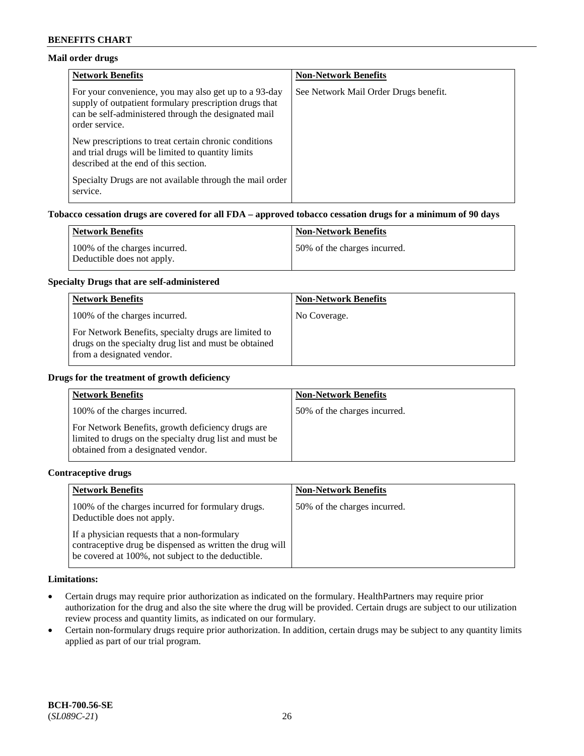### Mail order drugs

| Network Benefits | Non-Network Benefits |
|---|---|
| For your convenience, you may also get up to a 93-day supply of outpatient formulary prescription drugs that can be self-administered through the designated mail order service.<br><br>New prescriptions to treat certain chronic conditions and trial drugs will be limited to quantity limits described at the end of this section.<br><br>Specialty Drugs are not available through the mail order service. | See Network Mail Order Drugs benefit. |

### Tobacco cessation drugs are covered for all FDA – approved tobacco cessation drugs for a minimum of 90 days

| Network Benefits | Non-Network Benefits |
|---|---|
| 100% of the charges incurred.<br>Deductible does not apply. | 50% of the charges incurred. |

### Specialty Drugs that are self-administered

| Network Benefits | Non-Network Benefits |
|---|---|
| 100% of the charges incurred.<br><br>For Network Benefits, specialty drugs are limited to drugs on the specialty drug list and must be obtained from a designated vendor. | No Coverage. |

### Drugs for the treatment of growth deficiency

| Network Benefits | Non-Network Benefits |
|---|---|
| 100% of the charges incurred.<br><br>For Network Benefits, growth deficiency drugs are limited to drugs on the specialty drug list and must be obtained from a designated vendor. | 50% of the charges incurred. |

### Contraceptive drugs

| Network Benefits | Non-Network Benefits |
|---|---|
| 100% of the charges incurred for formulary drugs.<br>Deductible does not apply.<br><br>If a physician requests that a non-formulary contraceptive drug be dispensed as written the drug will be covered at 100%, not subject to the deductible. | 50% of the charges incurred. |

### Limitations:

- Certain drugs may require prior authorization as indicated on the formulary. HealthPartners may require prior authorization for the drug and also the site where the drug will be provided. Certain drugs are subject to our utilization review process and quantity limits, as indicated on our formulary.
- Certain non-formulary drugs require prior authorization. In addition, certain drugs may be subject to any quantity limits applied as part of our trial program.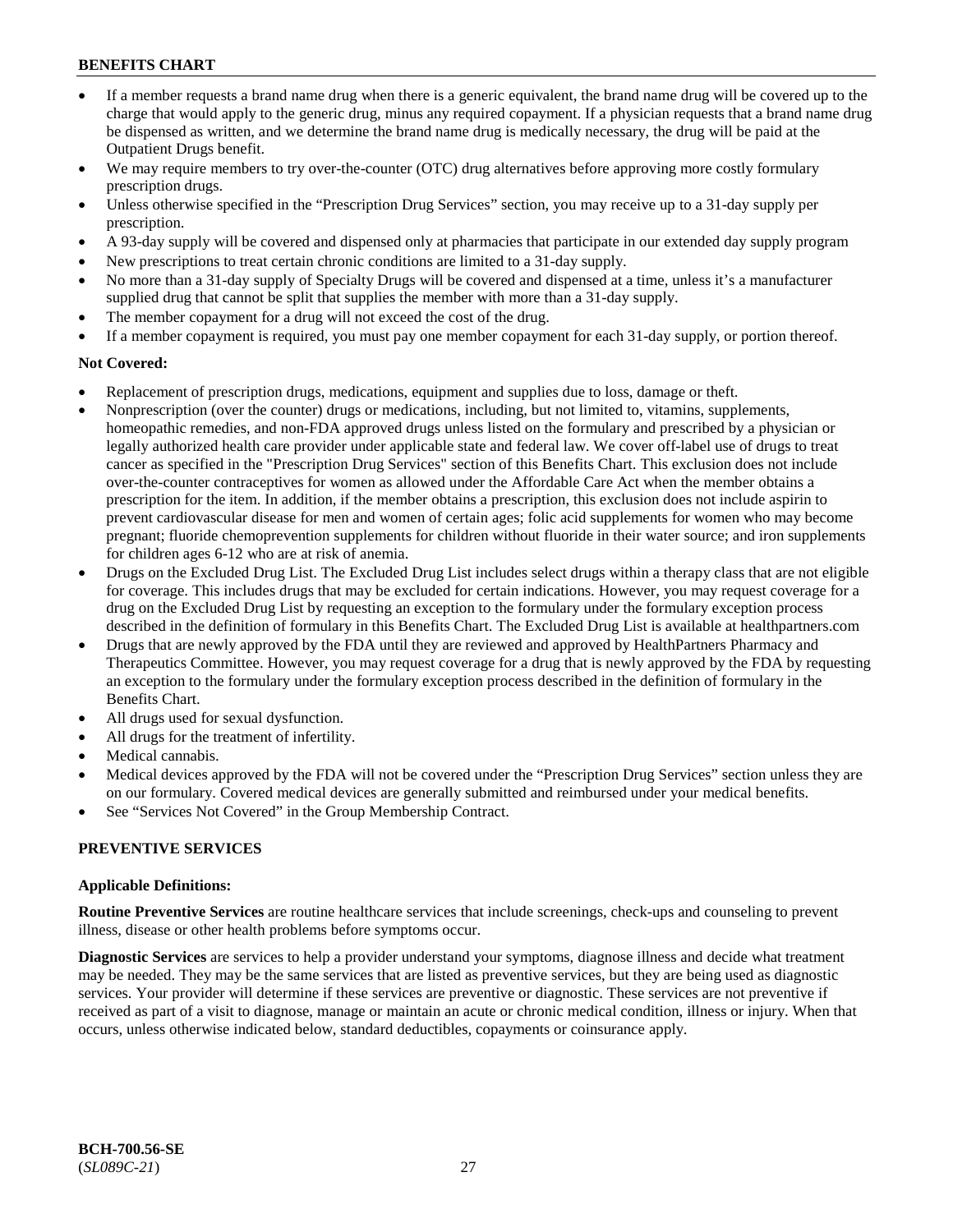- If a member requests a brand name drug when there is a generic equivalent, the brand name drug will be covered up to the charge that would apply to the generic drug, minus any required copayment. If a physician requests that a brand name drug be dispensed as written, and we determine the brand name drug is medically necessary, the drug will be paid at the Outpatient Drugs benefit.
- We may require members to try over-the-counter (OTC) drug alternatives before approving more costly formulary prescription drugs.
- Unless otherwise specified in the "Prescription Drug Services" section, you may receive up to a 31-day supply per prescription.
- A 93-day supply will be covered and dispensed only at pharmacies that participate in our extended day supply program
- New prescriptions to treat certain chronic conditions are limited to a 31-day supply.
- No more than a 31-day supply of Specialty Drugs will be covered and dispensed at a time, unless it's a manufacturer supplied drug that cannot be split that supplies the member with more than a 31-day supply.
- The member copayment for a drug will not exceed the cost of the drug.
- If a member copayment is required, you must pay one member copayment for each 31-day supply, or portion thereof.

**Not Covered:**

- Replacement of prescription drugs, medications, equipment and supplies due to loss, damage or theft.
- Nonprescription (over the counter) drugs or medications, including, but not limited to, vitamins, supplements, homeopathic remedies, and non-FDA approved drugs unless listed on the formulary and prescribed by a physician or legally authorized health care provider under applicable state and federal law. We cover off-label use of drugs to treat cancer as specified in the "Prescription Drug Services" section of this Benefits Chart. This exclusion does not include over-the-counter contraceptives for women as allowed under the Affordable Care Act when the member obtains a prescription for the item. In addition, if the member obtains a prescription, this exclusion does not include aspirin to prevent cardiovascular disease for men and women of certain ages; folic acid supplements for women who may become pregnant; fluoride chemoprevention supplements for children without fluoride in their water source; and iron supplements for children ages 6-12 who are at risk of anemia.
- Drugs on the Excluded Drug List. The Excluded Drug List includes select drugs within a therapy class that are not eligible for coverage. This includes drugs that may be excluded for certain indications. However, you may request coverage for a drug on the Excluded Drug List by requesting an exception to the formulary under the formulary exception process described in the definition of formulary in this Benefits Chart. The Excluded Drug List is available at healthpartners.com
- Drugs that are newly approved by the FDA until they are reviewed and approved by HealthPartners Pharmacy and Therapeutics Committee. However, you may request coverage for a drug that is newly approved by the FDA by requesting an exception to the formulary under the formulary exception process described in the definition of formulary in the Benefits Chart.
- All drugs used for sexual dysfunction.
- All drugs for the treatment of infertility.
- Medical cannabis.
- Medical devices approved by the FDA will not be covered under the "Prescription Drug Services" section unless they are on our formulary. Covered medical devices are generally submitted and reimbursed under your medical benefits.
- See "Services Not Covered" in the Group Membership Contract.

## PREVENTIVE SERVICES

**Applicable Definitions:**

**Routine Preventive Services** are routine healthcare services that include screenings, check-ups and counseling to prevent illness, disease or other health problems before symptoms occur.

**Diagnostic Services** are services to help a provider understand your symptoms, diagnose illness and decide what treatment may be needed. They may be the same services that are listed as preventive services, but they are being used as diagnostic services. Your provider will determine if these services are preventive or diagnostic. These services are not preventive if received as part of a visit to diagnose, manage or maintain an acute or chronic medical condition, illness or injury. When that occurs, unless otherwise indicated below, standard deductibles, copayments or coinsurance apply.

**BCH-700.56-SE**
(*SL089C-21*)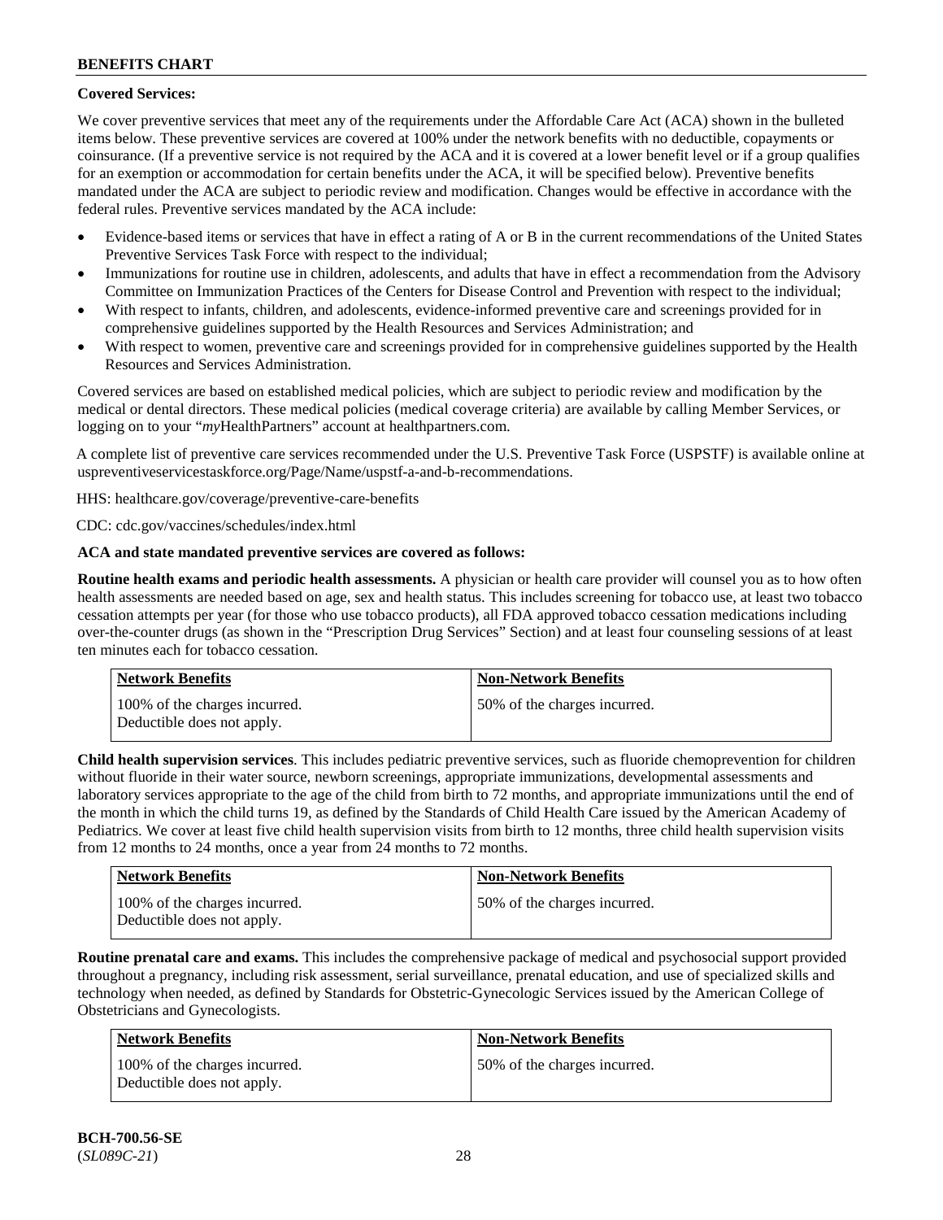**Covered Services:**

We cover preventive services that meet any of the requirements under the Affordable Care Act (ACA) shown in the bulleted items below. These preventive services are covered at 100% under the network benefits with no deductible, copayments or coinsurance. (If a preventive service is not required by the ACA and it is covered at a lower benefit level or if a group qualifies for an exemption or accommodation for certain benefits under the ACA, it will be specified below). Preventive benefits mandated under the ACA are subject to periodic review and modification. Changes would be effective in accordance with the federal rules. Preventive services mandated by the ACA include:

- Evidence-based items or services that have in effect a rating of A or B in the current recommendations of the United States Preventive Services Task Force with respect to the individual;
- Immunizations for routine use in children, adolescents, and adults that have in effect a recommendation from the Advisory Committee on Immunization Practices of the Centers for Disease Control and Prevention with respect to the individual;
- With respect to infants, children, and adolescents, evidence-informed preventive care and screenings provided for in comprehensive guidelines supported by the Health Resources and Services Administration; and
- With respect to women, preventive care and screenings provided for in comprehensive guidelines supported by the Health Resources and Services Administration.

Covered services are based on established medical policies, which are subject to periodic review and modification by the medical or dental directors. These medical policies (medical coverage criteria) are available by calling Member Services, or logging on to your "*my*HealthPartners" account at healthpartners.com.

A complete list of preventive care services recommended under the U.S. Preventive Task Force (USPSTF) is available online at uspreventiveservicestaskforce.org/Page/Name/uspstf-a-and-b-recommendations.

HHS: healthcare.gov/coverage/preventive-care-benefits

CDC: cdc.gov/vaccines/schedules/index.html

**ACA and state mandated preventive services are covered as follows:**

**Routine health exams and periodic health assessments.** A physician or health care provider will counsel you as to how often health assessments are needed based on age, sex and health status. This includes screening for tobacco use, at least two tobacco cessation attempts per year (for those who use tobacco products), all FDA approved tobacco cessation medications including over-the-counter drugs (as shown in the "Prescription Drug Services" Section) and at least four counseling sessions of at least ten minutes each for tobacco cessation.

| Network Benefits | Non-Network Benefits |
|---|---|
| 100% of the charges incurred. Deductible does not apply. | 50% of the charges incurred. |

**Child health supervision services**. This includes pediatric preventive services, such as fluoride chemoprevention for children without fluoride in their water source, newborn screenings, appropriate immunizations, developmental assessments and laboratory services appropriate to the age of the child from birth to 72 months, and appropriate immunizations until the end of the month in which the child turns 19, as defined by the Standards of Child Health Care issued by the American Academy of Pediatrics. We cover at least five child health supervision visits from birth to 12 months, three child health supervision visits from 12 months to 24 months, once a year from 24 months to 72 months.

| Network Benefits | Non-Network Benefits |
|---|---|
| 100% of the charges incurred. Deductible does not apply. | 50% of the charges incurred. |

**Routine prenatal care and exams.** This includes the comprehensive package of medical and psychosocial support provided throughout a pregnancy, including risk assessment, serial surveillance, prenatal education, and use of specialized skills and technology when needed, as defined by Standards for Obstetric-Gynecologic Services issued by the American College of Obstetricians and Gynecologists.

| Network Benefits | Non-Network Benefits |
|---|---|
| 100% of the charges incurred. Deductible does not apply. | 50% of the charges incurred. |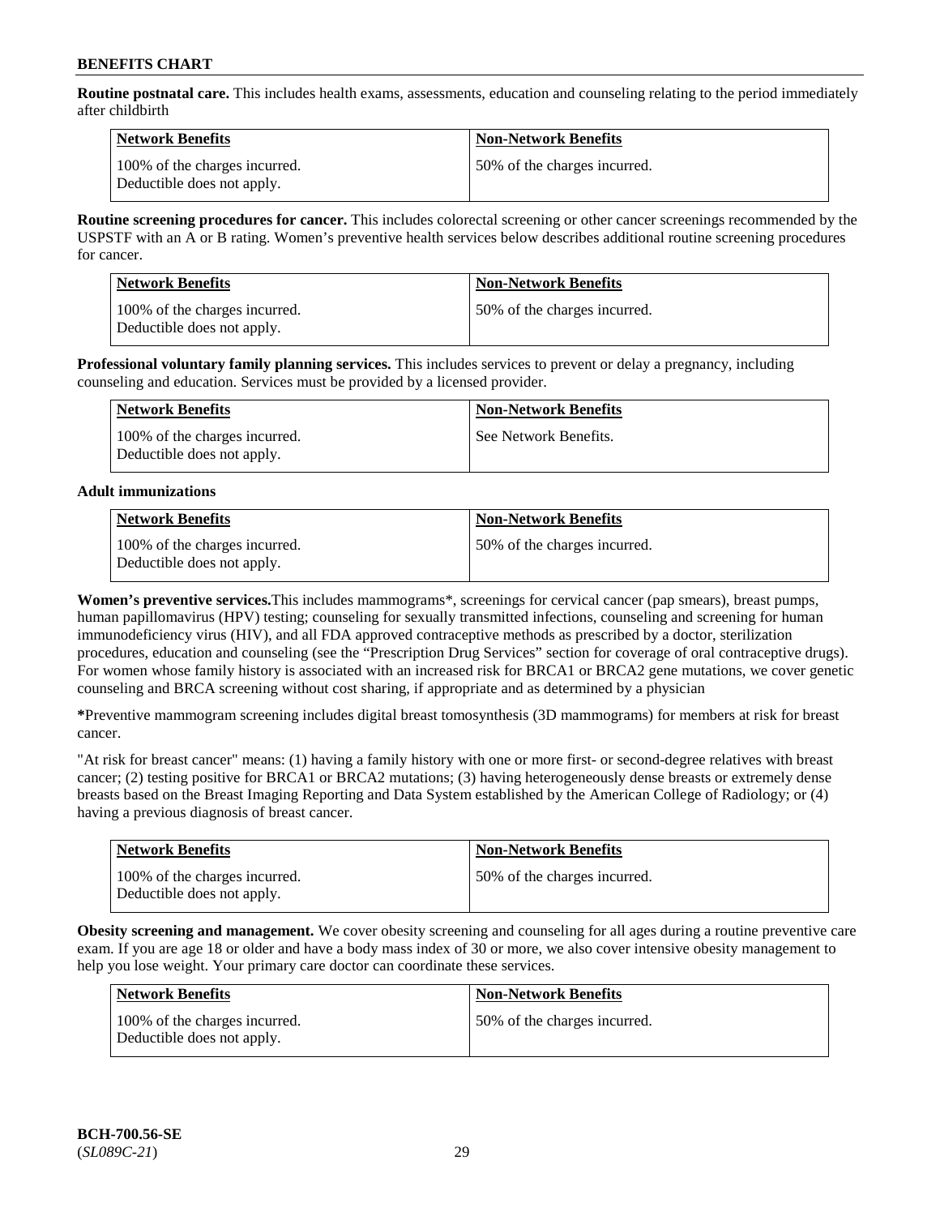**Routine postnatal care.** This includes health exams, assessments, education and counseling relating to the period immediately after childbirth

| Network Benefits | Non-Network Benefits |
|---|---|
| 100% of the charges incurred. Deductible does not apply. | 50% of the charges incurred. |

**Routine screening procedures for cancer.** This includes colorectal screening or other cancer screenings recommended by the USPSTF with an A or B rating. Women's preventive health services below describes additional routine screening procedures for cancer.

| Network Benefits | Non-Network Benefits |
|---|---|
| 100% of the charges incurred. Deductible does not apply. | 50% of the charges incurred. |

**Professional voluntary family planning services.** This includes services to prevent or delay a pregnancy, including counseling and education. Services must be provided by a licensed provider.

| Network Benefits | Non-Network Benefits |
|---|---|
| 100% of the charges incurred. Deductible does not apply. | See Network Benefits. |

**Adult immunizations**

| Network Benefits | Non-Network Benefits |
|---|---|
| 100% of the charges incurred. Deductible does not apply. | 50% of the charges incurred. |

**Women's preventive services.**This includes mammograms*, screenings for cervical cancer (pap smears), breast pumps, human papillomavirus (HPV) testing; counseling for sexually transmitted infections, counseling and screening for human immunodeficiency virus (HIV), and all FDA approved contraceptive methods as prescribed by a doctor, sterilization procedures, education and counseling (see the "Prescription Drug Services" section for coverage of oral contraceptive drugs). For women whose family history is associated with an increased risk for BRCA1 or BRCA2 gene mutations, we cover genetic counseling and BRCA screening without cost sharing, if appropriate and as determined by a physician

***Preventive mammogram screening includes digital breast tomosynthesis (3D mammograms) for members at risk for breast cancer.

"At risk for breast cancer" means: (1) having a family history with one or more first- or second-degree relatives with breast cancer; (2) testing positive for BRCA1 or BRCA2 mutations; (3) having heterogeneously dense breasts or extremely dense breasts based on the Breast Imaging Reporting and Data System established by the American College of Radiology; or (4) having a previous diagnosis of breast cancer.

| Network Benefits | Non-Network Benefits |
|---|---|
| 100% of the charges incurred. Deductible does not apply. | 50% of the charges incurred. |

**Obesity screening and management.** We cover obesity screening and counseling for all ages during a routine preventive care exam. If you are age 18 or older and have a body mass index of 30 or more, we also cover intensive obesity management to help you lose weight. Your primary care doctor can coordinate these services.

| Network Benefits | Non-Network Benefits |
|---|---|
| 100% of the charges incurred. Deductible does not apply. | 50% of the charges incurred. |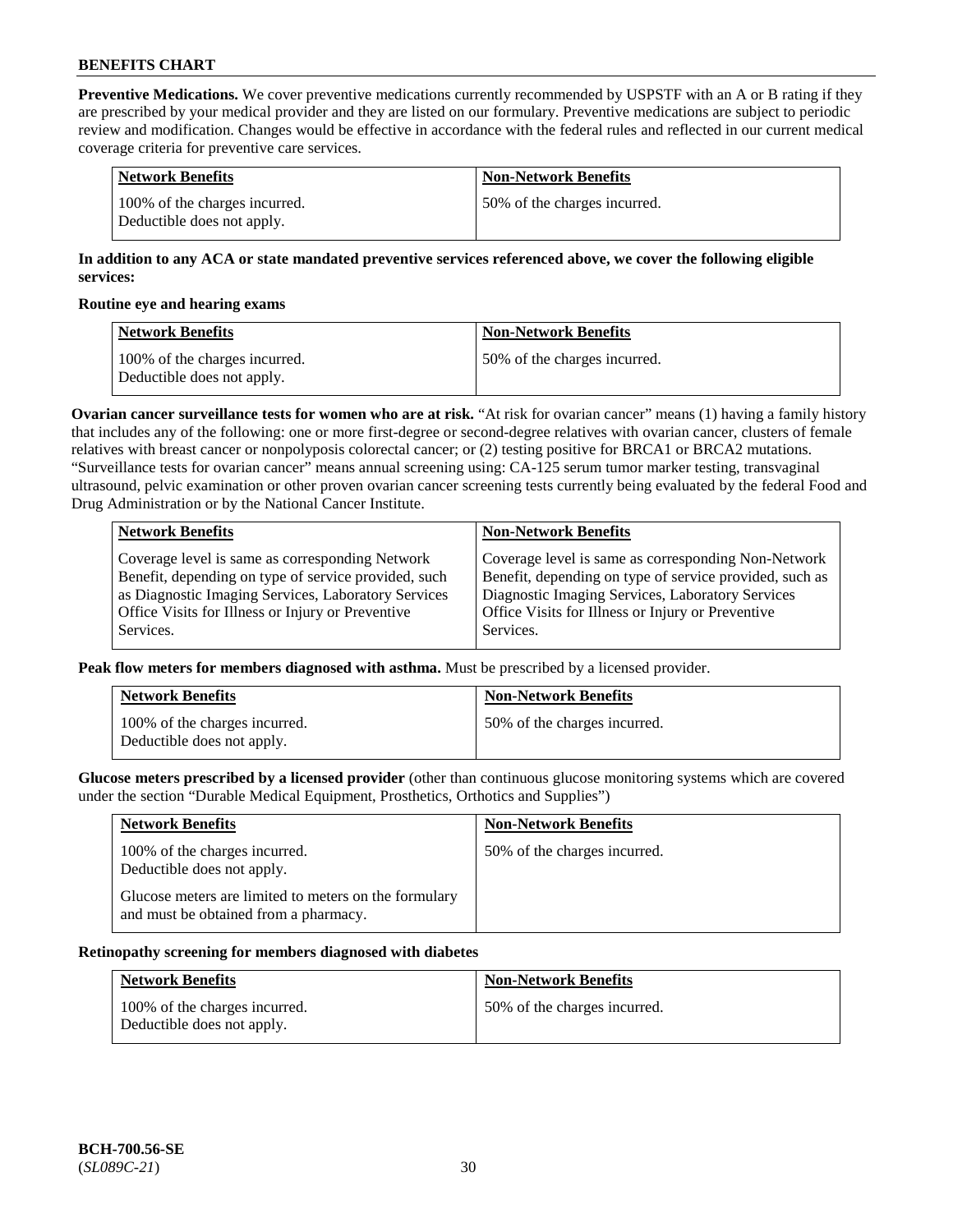**Preventive Medications.** We cover preventive medications currently recommended by USPSTF with an A or B rating if they are prescribed by your medical provider and they are listed on our formulary. Preventive medications are subject to periodic review and modification. Changes would be effective in accordance with the federal rules and reflected in our current medical coverage criteria for preventive care services.

| Network Benefits | Non-Network Benefits |
| --- | --- |
| 100% of the charges incurred.<br>Deductible does not apply. | 50% of the charges incurred. |

**In addition to any ACA or state mandated preventive services referenced above, we cover the following eligible services:**

**Routine eye and hearing exams**

| Network Benefits | Non-Network Benefits |
| --- | --- |
| 100% of the charges incurred.<br>Deductible does not apply. | 50% of the charges incurred. |

**Ovarian cancer surveillance tests for women who are at risk.** "At risk for ovarian cancer" means (1) having a family history that includes any of the following: one or more first-degree or second-degree relatives with ovarian cancer, clusters of female relatives with breast cancer or nonpolyposis colorectal cancer; or (2) testing positive for BRCA1 or BRCA2 mutations. "Surveillance tests for ovarian cancer" means annual screening using: CA-125 serum tumor marker testing, transvaginal ultrasound, pelvic examination or other proven ovarian cancer screening tests currently being evaluated by the federal Food and Drug Administration or by the National Cancer Institute.

| Network Benefits | Non-Network Benefits |
| --- | --- |
| Coverage level is same as corresponding Network Benefit, depending on type of service provided, such as Diagnostic Imaging Services, Laboratory Services Office Visits for Illness or Injury or Preventive Services. | Coverage level is same as corresponding Non-Network Benefit, depending on type of service provided, such as Diagnostic Imaging Services, Laboratory Services Office Visits for Illness or Injury or Preventive Services. |

**Peak flow meters for members diagnosed with asthma.** Must be prescribed by a licensed provider.

| Network Benefits | Non-Network Benefits |
| --- | --- |
| 100% of the charges incurred.<br>Deductible does not apply. | 50% of the charges incurred. |

**Glucose meters prescribed by a licensed provider** (other than continuous glucose monitoring systems which are covered under the section "Durable Medical Equipment, Prosthetics, Orthotics and Supplies")

| Network Benefits | Non-Network Benefits |
| --- | --- |
| 100% of the charges incurred.<br>Deductible does not apply.<br><br>Glucose meters are limited to meters on the formulary and must be obtained from a pharmacy. | 50% of the charges incurred. |

**Retinopathy screening for members diagnosed with diabetes**

| Network Benefits | Non-Network Benefits |
| --- | --- |
| 100% of the charges incurred.<br>Deductible does not apply. | 50% of the charges incurred. |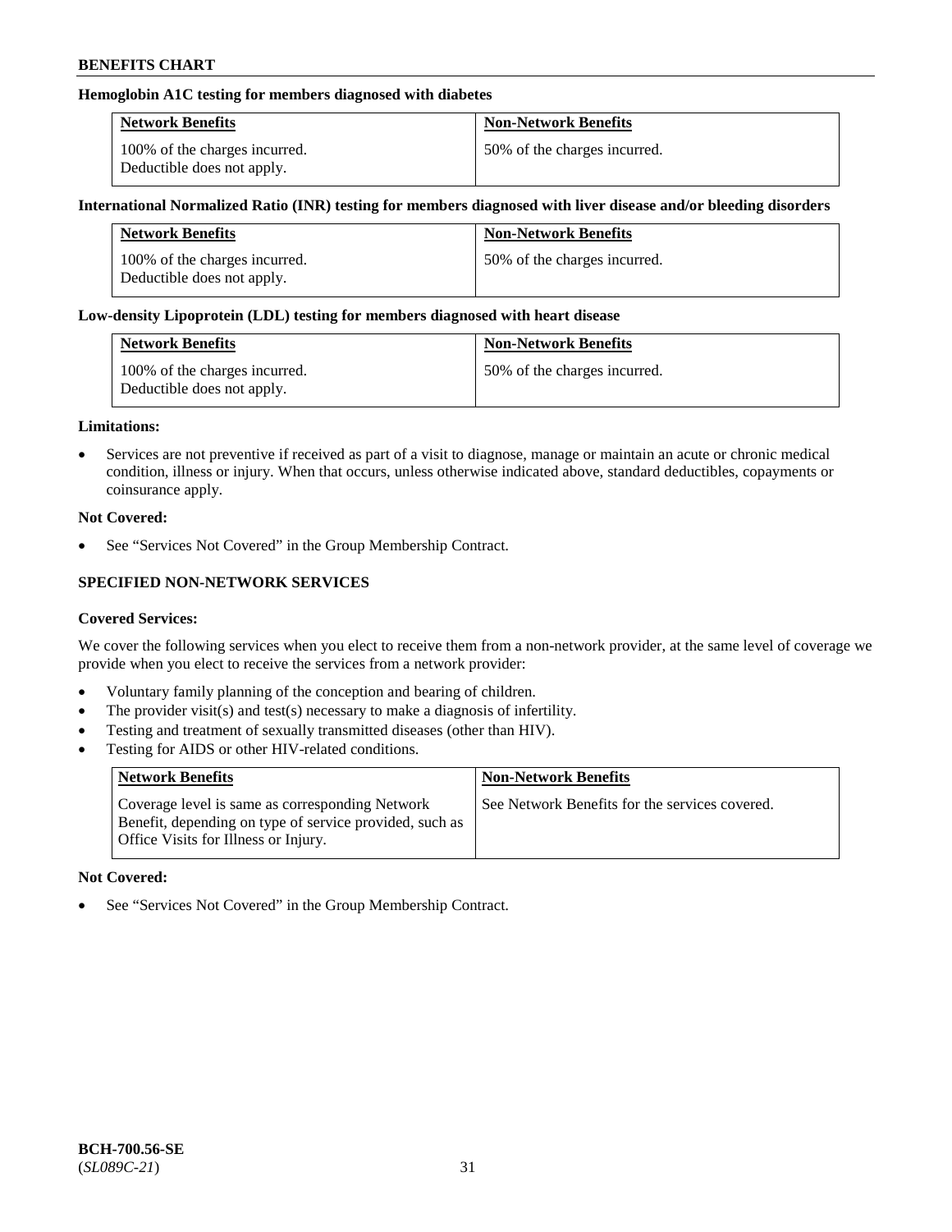**Hemoglobin A1C testing for members diagnosed with diabetes**

| Network Benefits | Non-Network Benefits |
|---|---|
| 100% of the charges incurred. Deductible does not apply. | 50% of the charges incurred. |

**International Normalized Ratio (INR) testing for members diagnosed with liver disease and/or bleeding disorders**

| Network Benefits | Non-Network Benefits |
|---|---|
| 100% of the charges incurred. Deductible does not apply. | 50% of the charges incurred. |

**Low-density Lipoprotein (LDL) testing for members diagnosed with heart disease**

| Network Benefits | Non-Network Benefits |
|---|---|
| 100% of the charges incurred. Deductible does not apply. | 50% of the charges incurred. |

**Limitations:**

- Services are not preventive if received as part of a visit to diagnose, manage or maintain an acute or chronic medical condition, illness or injury. When that occurs, unless otherwise indicated above, standard deductibles, copayments or coinsurance apply.

**Not Covered:**

- See "Services Not Covered" in the Group Membership Contract.

## SPECIFIED NON-NETWORK SERVICES

**Covered Services:**

We cover the following services when you elect to receive them from a non-network provider, at the same level of coverage we provide when you elect to receive the services from a network provider:

- Voluntary family planning of the conception and bearing of children.
- The provider visit(s) and test(s) necessary to make a diagnosis of infertility.
- Testing and treatment of sexually transmitted diseases (other than HIV).
- Testing for AIDS or other HIV-related conditions.

| Network Benefits | Non-Network Benefits |
|---|---|
| Coverage level is same as corresponding Network Benefit, depending on type of service provided, such as Office Visits for Illness or Injury. | See Network Benefits for the services covered. |

**Not Covered:**

- See "Services Not Covered" in the Group Membership Contract.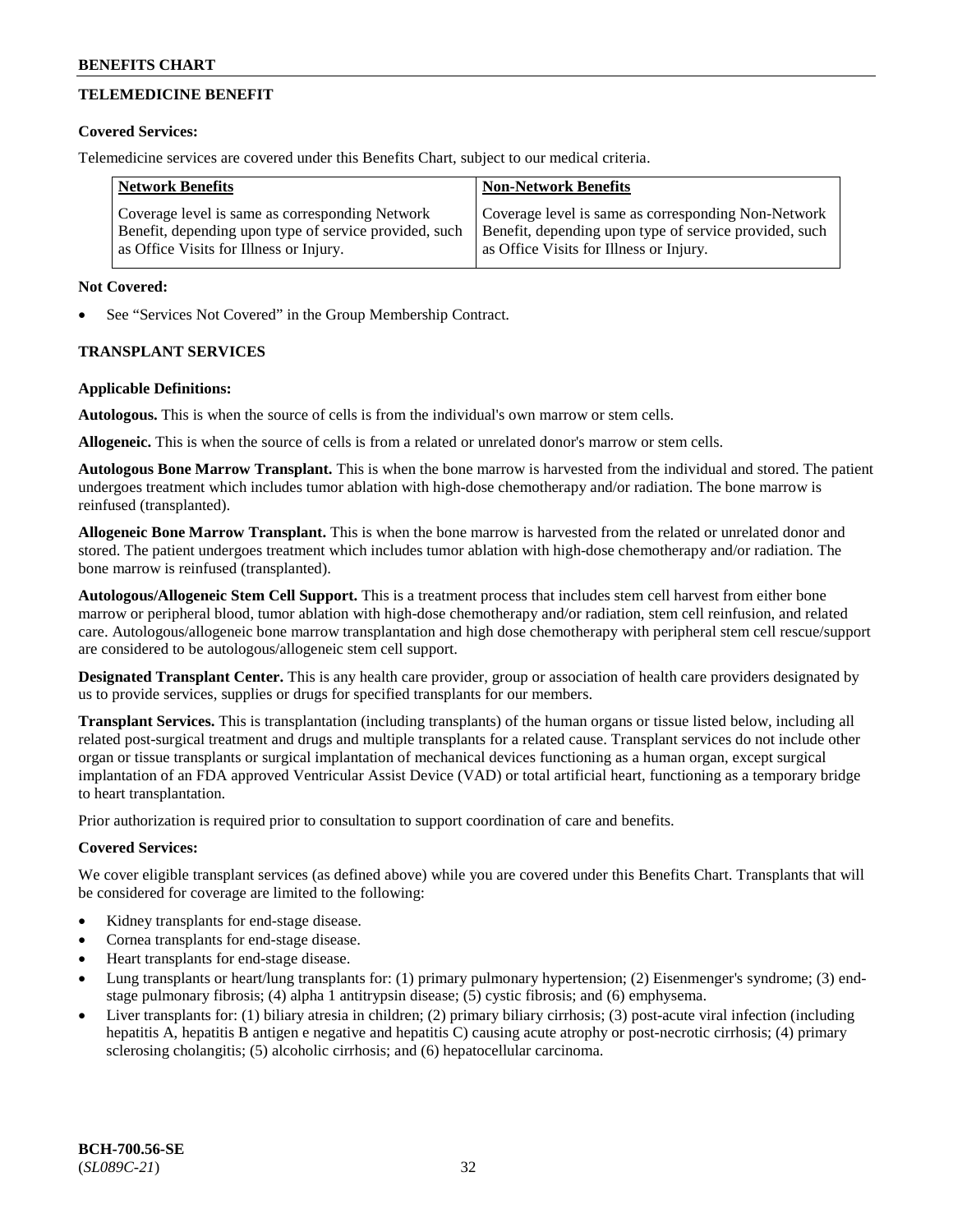## TELEMEDICINE BENEFIT

**Covered Services:**

Telemedicine services are covered under this Benefits Chart, subject to our medical criteria.

| Network Benefits | Non-Network Benefits |
| --- | --- |
| Coverage level is same as corresponding Network Benefit, depending upon type of service provided, such as Office Visits for Illness or Injury. | Coverage level is same as corresponding Non-Network Benefit, depending upon type of service provided, such as Office Visits for Illness or Injury. |

**Not Covered:**

- See "Services Not Covered" in the Group Membership Contract.

## TRANSPLANT SERVICES

**Applicable Definitions:**

**Autologous.** This is when the source of cells is from the individual's own marrow or stem cells.

**Allogeneic.** This is when the source of cells is from a related or unrelated donor's marrow or stem cells.

**Autologous Bone Marrow Transplant.** This is when the bone marrow is harvested from the individual and stored. The patient undergoes treatment which includes tumor ablation with high-dose chemotherapy and/or radiation. The bone marrow is reinfused (transplanted).

**Allogeneic Bone Marrow Transplant.** This is when the bone marrow is harvested from the related or unrelated donor and stored. The patient undergoes treatment which includes tumor ablation with high-dose chemotherapy and/or radiation. The bone marrow is reinfused (transplanted).

**Autologous/Allogeneic Stem Cell Support.** This is a treatment process that includes stem cell harvest from either bone marrow or peripheral blood, tumor ablation with high-dose chemotherapy and/or radiation, stem cell reinfusion, and related care. Autologous/allogeneic bone marrow transplantation and high dose chemotherapy with peripheral stem cell rescue/support are considered to be autologous/allogeneic stem cell support.

**Designated Transplant Center.** This is any health care provider, group or association of health care providers designated by us to provide services, supplies or drugs for specified transplants for our members.

**Transplant Services.** This is transplantation (including transplants) of the human organs or tissue listed below, including all related post-surgical treatment and drugs and multiple transplants for a related cause. Transplant services do not include other organ or tissue transplants or surgical implantation of mechanical devices functioning as a human organ, except surgical implantation of an FDA approved Ventricular Assist Device (VAD) or total artificial heart, functioning as a temporary bridge to heart transplantation.

Prior authorization is required prior to consultation to support coordination of care and benefits.

**Covered Services:**

We cover eligible transplant services (as defined above) while you are covered under this Benefits Chart. Transplants that will be considered for coverage are limited to the following:

- Kidney transplants for end-stage disease.
- Cornea transplants for end-stage disease.
- Heart transplants for end-stage disease.
- Lung transplants or heart/lung transplants for: (1) primary pulmonary hypertension; (2) Eisenmenger's syndrome; (3) end-stage pulmonary fibrosis; (4) alpha 1 antitrypsin disease; (5) cystic fibrosis; and (6) emphysema.
- Liver transplants for: (1) biliary atresia in children; (2) primary biliary cirrhosis; (3) post-acute viral infection (including hepatitis A, hepatitis B antigen e negative and hepatitis C) causing acute atrophy or post-necrotic cirrhosis; (4) primary sclerosing cholangitis; (5) alcoholic cirrhosis; and (6) hepatocellular carcinoma.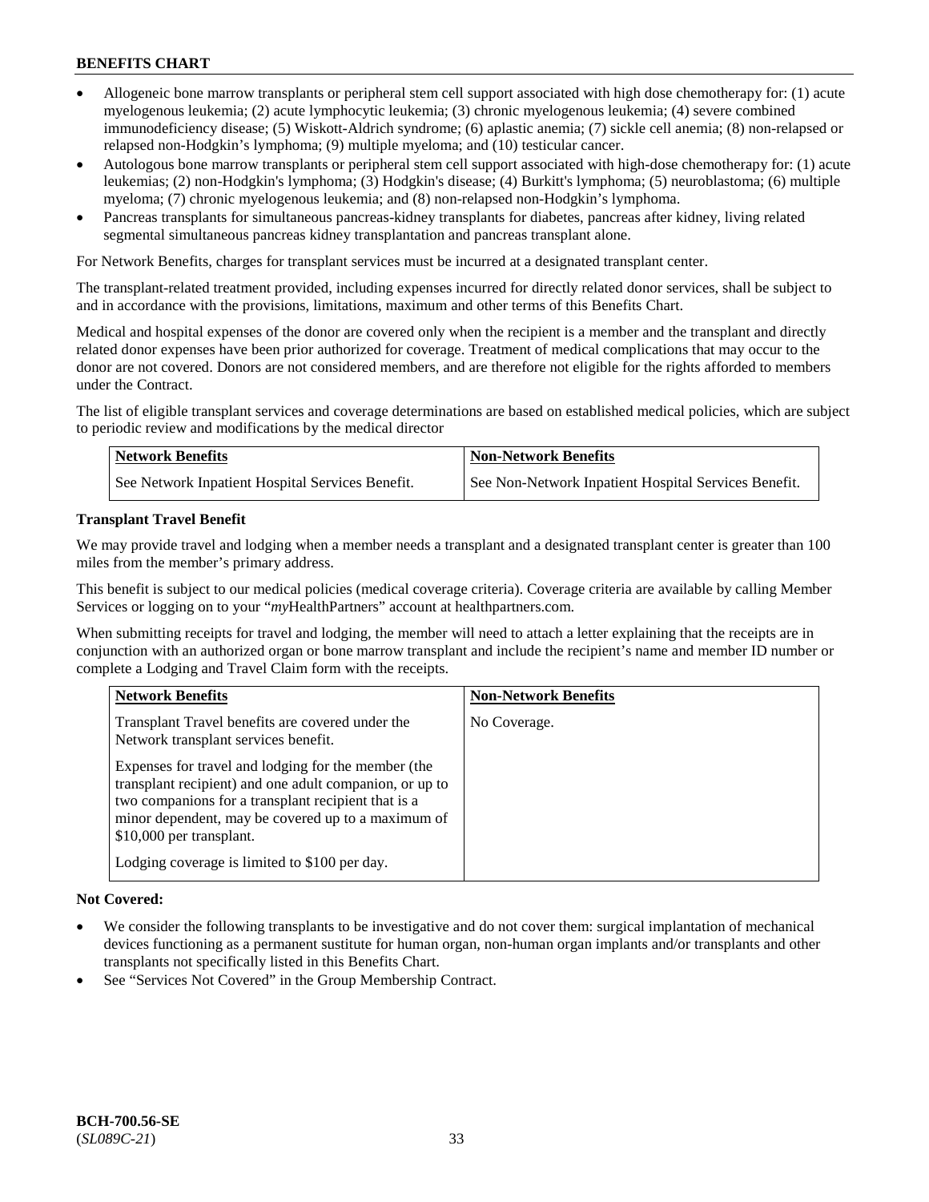- Allogeneic bone marrow transplants or peripheral stem cell support associated with high dose chemotherapy for: (1) acute myelogenous leukemia; (2) acute lymphocytic leukemia; (3) chronic myelogenous leukemia; (4) severe combined immunodeficiency disease; (5) Wiskott-Aldrich syndrome; (6) aplastic anemia; (7) sickle cell anemia; (8) non-relapsed or relapsed non-Hodgkin's lymphoma; (9) multiple myeloma; and (10) testicular cancer.
- Autologous bone marrow transplants or peripheral stem cell support associated with high-dose chemotherapy for: (1) acute leukemias; (2) non-Hodgkin's lymphoma; (3) Hodgkin's disease; (4) Burkitt's lymphoma; (5) neuroblastoma; (6) multiple myeloma; (7) chronic myelogenous leukemia; and (8) non-relapsed non-Hodgkin's lymphoma.
- Pancreas transplants for simultaneous pancreas-kidney transplants for diabetes, pancreas after kidney, living related segmental simultaneous pancreas kidney transplantation and pancreas transplant alone.

For Network Benefits, charges for transplant services must be incurred at a designated transplant center.

The transplant-related treatment provided, including expenses incurred for directly related donor services, shall be subject to and in accordance with the provisions, limitations, maximum and other terms of this Benefits Chart.

Medical and hospital expenses of the donor are covered only when the recipient is a member and the transplant and directly related donor expenses have been prior authorized for coverage. Treatment of medical complications that may occur to the donor are not covered. Donors are not considered members, and are therefore not eligible for the rights afforded to members under the Contract.

The list of eligible transplant services and coverage determinations are based on established medical policies, which are subject to periodic review and modifications by the medical director

| Network Benefits | Non-Network Benefits |
|---|---|
| See Network Inpatient Hospital Services Benefit. | See Non-Network Inpatient Hospital Services Benefit. |

**Transplant Travel Benefit**

We may provide travel and lodging when a member needs a transplant and a designated transplant center is greater than 100 miles from the member's primary address.

This benefit is subject to our medical policies (medical coverage criteria). Coverage criteria are available by calling Member Services or logging on to your "*my*HealthPartners" account at healthpartners.com.

When submitting receipts for travel and lodging, the member will need to attach a letter explaining that the receipts are in conjunction with an authorized organ or bone marrow transplant and include the recipient's name and member ID number or complete a Lodging and Travel Claim form with the receipts.

| Network Benefits | Non-Network Benefits |
|---|---|
| Transplant Travel benefits are covered under the Network transplant services benefit.<br><br>Expenses for travel and lodging for the member (the transplant recipient) and one adult companion, or up to two companions for a transplant recipient that is a minor dependent, may be covered up to a maximum of $10,000 per transplant.<br><br>Lodging coverage is limited to $100 per day. | No Coverage. |

**Not Covered:**

- We consider the following transplants to be investigative and do not cover them: surgical implantation of mechanical devices functioning as a permanent sustitute for human organ, non-human organ implants and/or transplants and other transplants not specifically listed in this Benefits Chart.
- See "Services Not Covered" in the Group Membership Contract.